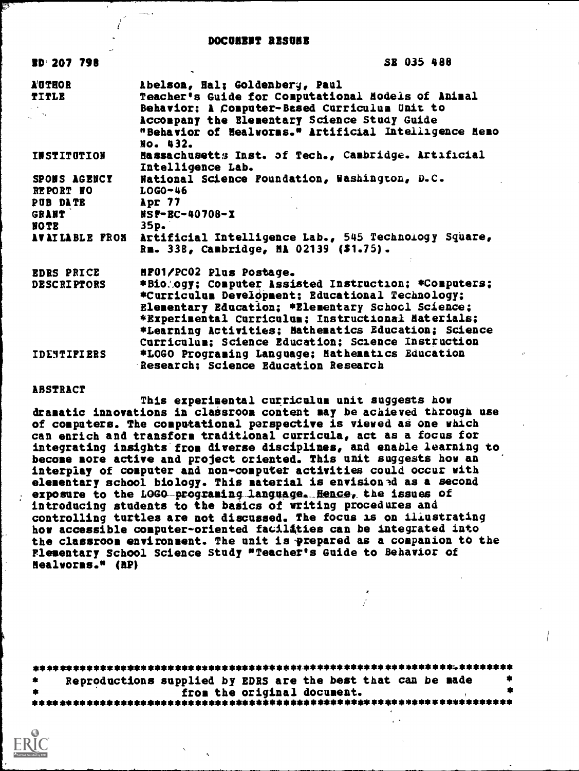# DOCUMENT RESUME

ED 207 798 SE 035 488

| | |
|---|---|
| AUTHOR | Abelson, Hal; Goldenberg, Paul |
| TITLE | Teacher's Guide for Computational Models of Animal Behavior: A Computer-Based Curriculum Unit to Accompany the Elementary Science Study Guide "Behavior of Mealworms." Artificial Intelligence Memo No. 432. |
| INSTITUTION | Massachusetts Inst. of Tech., Cambridge. Artificial Intelligence Lab. |
| SPONS AGENCY | National Science Foundation, Washington, D.C. |
| REPORT NO | LOGO-46 |
| PUB DATE | Apr 77 |
| GRANT | NSF-EC-40708-X |
| NOTE | 35p. |
| AVAILABLE FROM | Artificial Intelligence Lab., 545 Technology Square, Rm. 338, Cambridge, MA 02139 ($1.75). |
| EDRS PRICE | MF01/PC02 Plus Postage. |
| DESCRIPTORS | *Biology; Computer Assisted Instruction; *Computers; *Curriculum Development; Educational Technology; Elementary Education; *Elementary School Science; *Experimental Curriculum; Instructional Materials; *Learning Activities; Mathematics Education; Science Curriculum; Science Education; Science Instruction |
| IDENTIFIERS | *LOGO Programing Language; Mathematics Education Research; Science Education Research |

## ABSTRACT

This experimental curriculum unit suggests how dramatic innovations in classroom content may be achieved through use of computers. The computational perspective is viewed as one which can enrich and transform traditional curricula, act as a focus for integrating insights from diverse disciplines, and enable learning to become more active and project oriented. This unit suggests how an interplay of computer and non-computer activities could occur with elementary school biology. This material is envisioned as a second exposure to the LOGO programing language. Hence, the issues of introducing students to the basics of writing procedures and controlling turtles are not discussed. The focus is on illustrating how accessible computer-oriented facilities can be integrated into the classroom environment. The unit is prepared as a companion to the Elementary School Science Study "Teacher's Guide to Behavior of Mealworms." (MP)

***********************************************************************
* Reproductions supplied by EDRS are the best that can be made *
* from the original document. *
***********************************************************************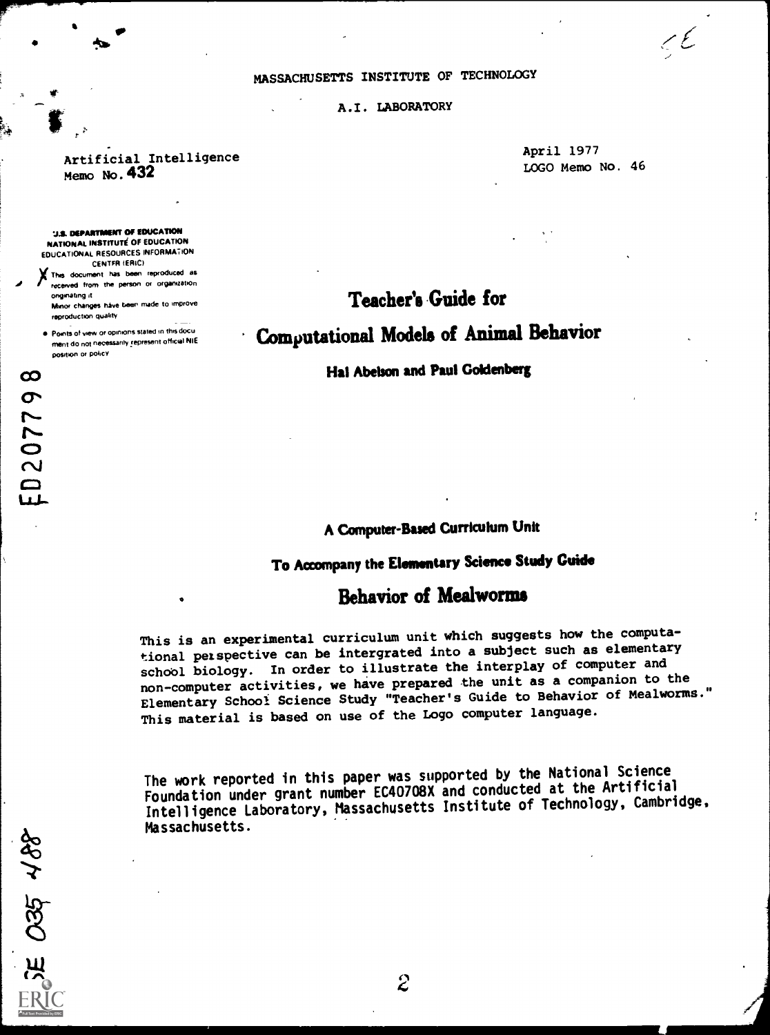MASSACHUSETTS INSTITUTE OF TECHNOLOGY

A.I. LABORATORY

Artificial Intelligence Memo No. 432

April 1977
LOGO Memo No. 46

U.S. DEPARTMENT OF EDUCATION
NATIONAL INSTITUTE OF EDUCATION
EDUCATIONAL RESOURCES INFORMATION CENTER (ERIC)

- This document has been reproduced as received from the person or organization originating it. Minor changes have been made to improve reproduction quality.
- Points of view or opinions stated in this document do not necessarily represent official NIE position or policy.

ED207798

# Teacher's Guide for Computational Models of Animal Behavior

**Hal Abelson and Paul Goldenberg**

## A Computer-Based Curriculum Unit

## To Accompany the Elementary Science Study Guide

# Behavior of Mealworms

This is an experimental curriculum unit which suggests how the computational perspective can be intergrated into a subject such as elementary school biology. In order to illustrate the interplay of computer and non-computer activities, we have prepared the unit as a companion to the Elementary School Science Study "Teacher's Guide to Behavior of Mealworms." This material is based on use of the Logo computer language.

The work reported in this paper was supported by the National Science Foundation under grant number EC40708X and conducted at the Artificial Intelligence Laboratory, Massachusetts Institute of Technology, Cambridge, Massachusetts.

SE 035 488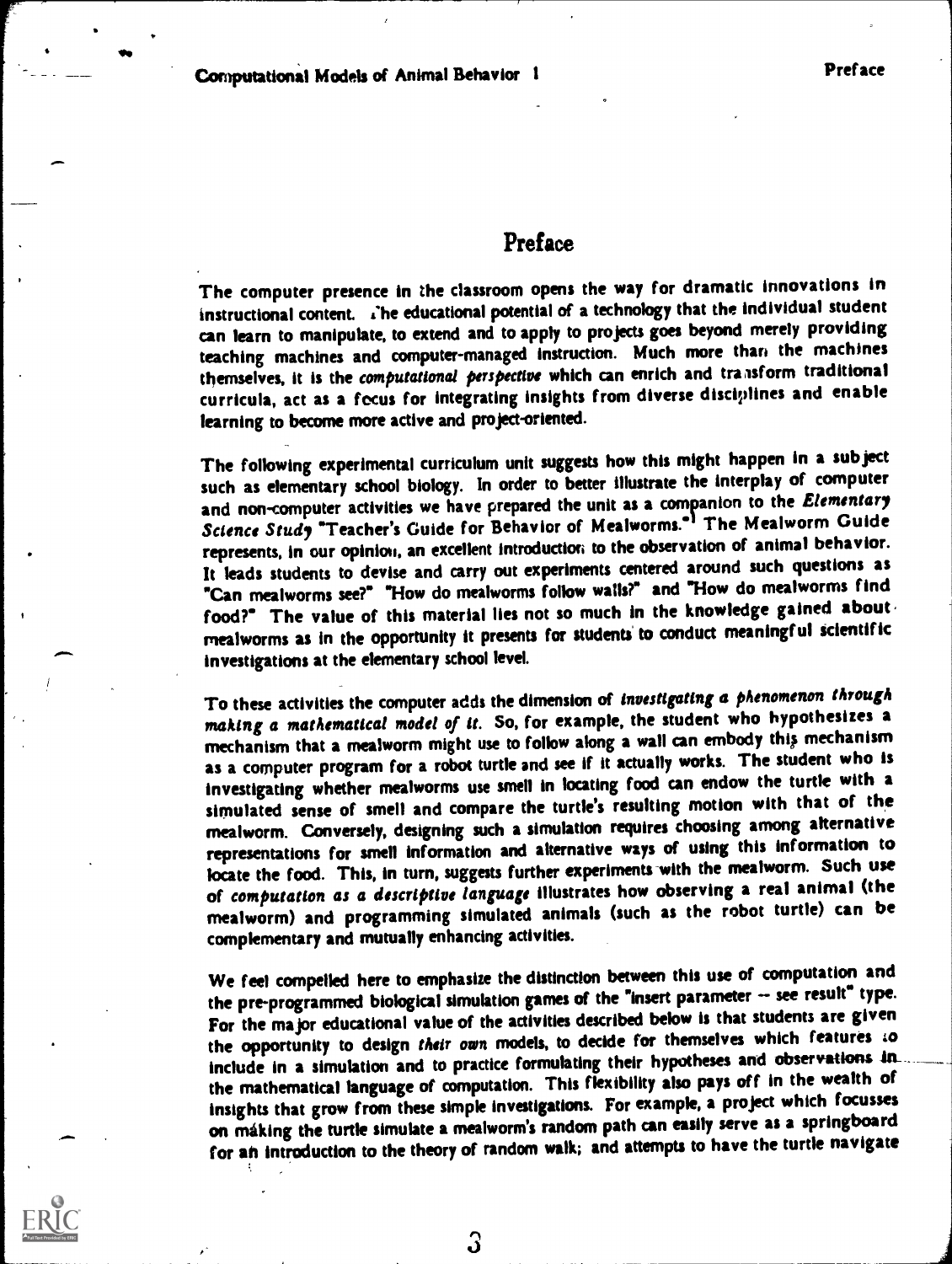# Preface

The computer presence in the classroom opens the way for dramatic innovations in instructional content. The educational potential of a technology that the individual student can learn to manipulate, to extend and to apply to projects goes beyond merely providing teaching machines and computer-managed instruction. Much more than the machines themselves, it is the *computational perspective* which can enrich and transform traditional curricula, act as a focus for integrating insights from diverse disciplines and enable learning to become more active and project-oriented.

The following experimental curriculum unit suggests how this might happen in a subject such as elementary school biology. In order to better illustrate the interplay of computer and non-computer activities we have prepared the unit as a companion to the *Elementary Science Study* "Teacher's Guide for Behavior of Mealworms."[1] The Mealworm Guide represents, in our opinion, an excellent introduction to the observation of animal behavior. It leads students to devise and carry out experiments centered around such questions as "Can mealworms see?" "How do mealworms follow walls?" and "How do mealworms find food?" The value of this material lies not so much in the knowledge gained about mealworms as in the opportunity it presents for students to conduct meaningful scientific investigations at the elementary school level.

To these activities the computer adds the dimension of *investigating a phenomenon through making a mathematical model of it*. So, for example, the student who hypothesizes a mechanism that a mealworm might use to follow along a wall can embody this mechanism as a computer program for a robot turtle and see if it actually works. The student who is investigating whether mealworms use smell in locating food can endow the turtle with a simulated sense of smell and compare the turtle's resulting motion with that of the mealworm. Conversely, designing such a simulation requires choosing among alternative representations for smell information and alternative ways of using this information to locate the food. This, in turn, suggests further experiments with the mealworm. Such use of *computation as a descriptive language* illustrates how observing a real animal (the mealworm) and programming simulated animals (such as the robot turtle) can be complementary and mutually enhancing activities.

We feel compelled here to emphasize the distinction between this use of computation and the pre-programmed biological simulation games of the "insert parameter -- see result" type. For the major educational value of the activities described below is that students are given the opportunity to design *their own* models, to decide for themselves which features to include in a simulation and to practice formulating their hypotheses and observations in the mathematical language of computation. This flexibility also pays off in the wealth of insights that grow from these simple investigations. For example, a project which focusses on making the turtle simulate a mealworm's random path can easily serve as a springboard for an introduction to the theory of random walk; and attempts to have the turtle navigate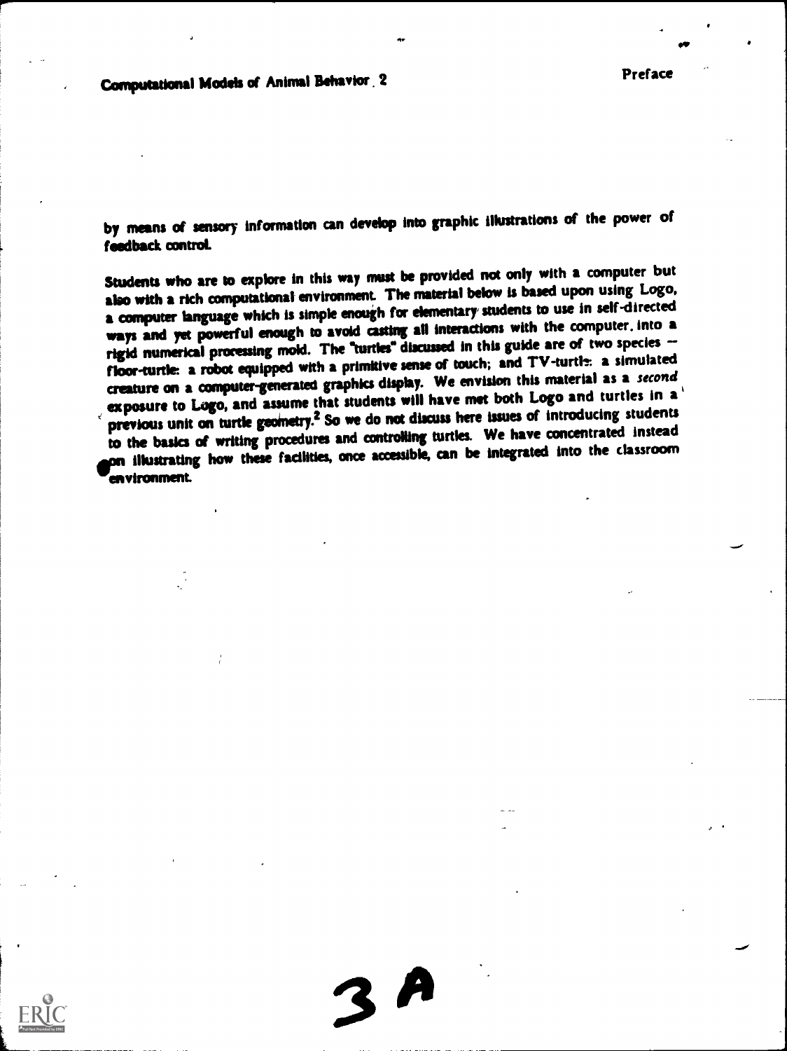by means of sensory information can develop into graphic illustrations of the power of feedback control.

Students who are to explore in this way must be provided not only with a computer but also with a rich computational environment. The material below is based upon using Logo, a computer language which is simple enough for elementary students to use in self-directed ways and yet powerful enough to avoid casting all interactions with the computer into a rigid numerical processing mold. The "turtles" discussed in this guide are of two species -- floor-turtle: a robot equipped with a primitive sense of touch; and TV-turtle: a simulated creature on a computer-generated graphics display. We envision this material as a *second* exposure to Logo, and assume that students will have met both Logo and turtles in a previous unit on turtle geometry.[2] So we do not discuss here issues of introducing students to the basics of writing procedures and controlling turtles. We have concentrated instead on illustrating how these facilities, once accessible, can be integrated into the classroom environment.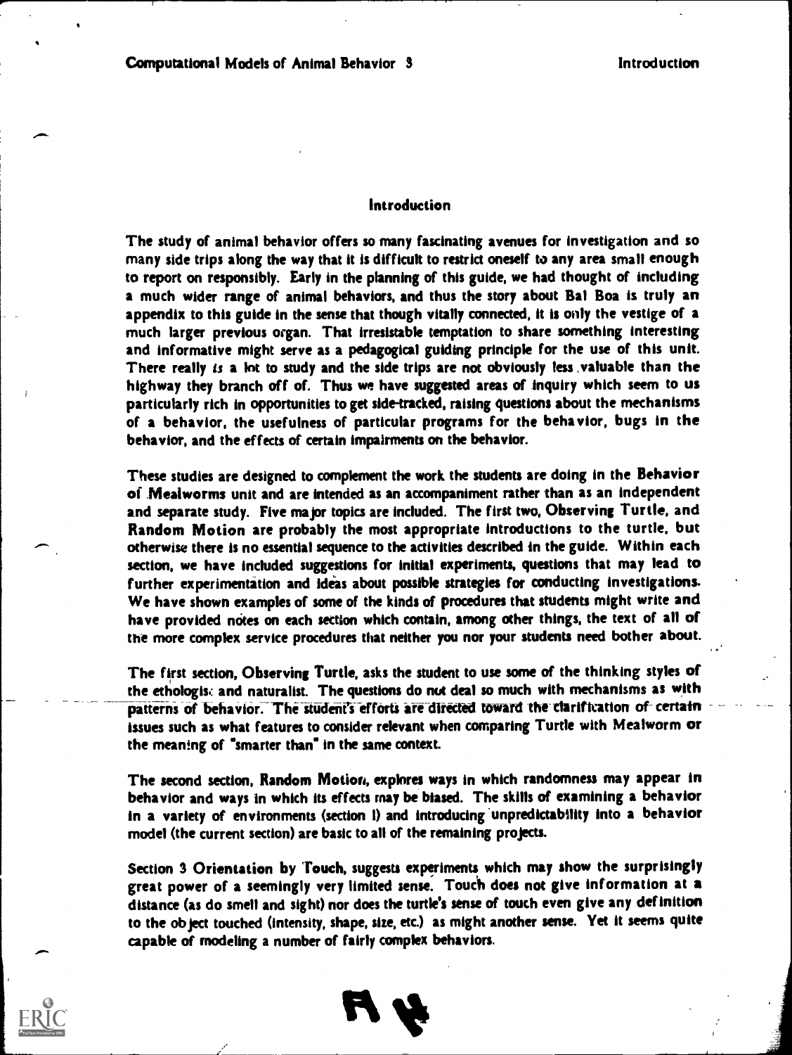## Introduction

The study of animal behavior offers so many fascinating avenues for investigation and so many side trips along the way that it is difficult to restrict oneself to any area small enough to report on responsibly. Early in the planning of this guide, we had thought of including a much wider range of animal behaviors, and thus the story about Bal Boa is truly an appendix to this guide in the sense that though vitally connected, it is only the vestige of a much larger previous organ. That irresistable temptation to share something interesting and informative might serve as a pedagogical guiding principle for the use of this unit. There really *is* a lot to study and the side trips are not obviously less valuable than the highway they branch off of. Thus we have suggested areas of inquiry which seem to us particularly rich in opportunities to get side-tracked, raising questions about the mechanisms of a behavior, the usefulness of particular programs for the behavior, bugs in the behavior, and the effects of certain impairments on the behavior.

These studies are designed to complement the work the students are doing in the **Behavior of Mealworms** unit and are intended as an accompaniment rather than as an independent and separate study. Five major topics are included. The first two, **Observing Turtle**, and **Random Motion** are probably the most appropriate introductions to the turtle, but otherwise there is no essential sequence to the activities described in the guide. Within each section, we have included suggestions for initial experiments, questions that may lead to further experimentation and ideas about possible strategies for conducting investigations. We have shown examples of some of the kinds of procedures that students might write and have provided notes on each section which contain, among other things, the text of all of the more complex service procedures that neither you nor your students need bother about.

The first section, **Observing Turtle**, asks the student to use some of the thinking styles of the ethologist and naturalist. The questions do not deal so much with mechanisms as with patterns of behavior. The student's efforts are directed toward the clarification of certain issues such as what features to consider relevant when comparing Turtle with Mealworm or the meaning of "smarter than" in the same context.

The second section, **Random Motion**, explores ways in which randomness may appear in behavior and ways in which its effects may be biased. The skills of examining a behavior in a variety of environments (section 1) and introducing unpredictability into a behavior model (the current section) are basic to all of the remaining projects.

Section 3 **Orientation by Touch**, suggests experiments which may show the surprisingly great power of a seemingly very limited sense. Touch does not give information at a distance (as do smell and sight) nor does the turtle's sense of touch even give any definition to the object touched (intensity, shape, size, etc.) as might another sense. Yet it seems quite capable of modeling a number of fairly complex behaviors.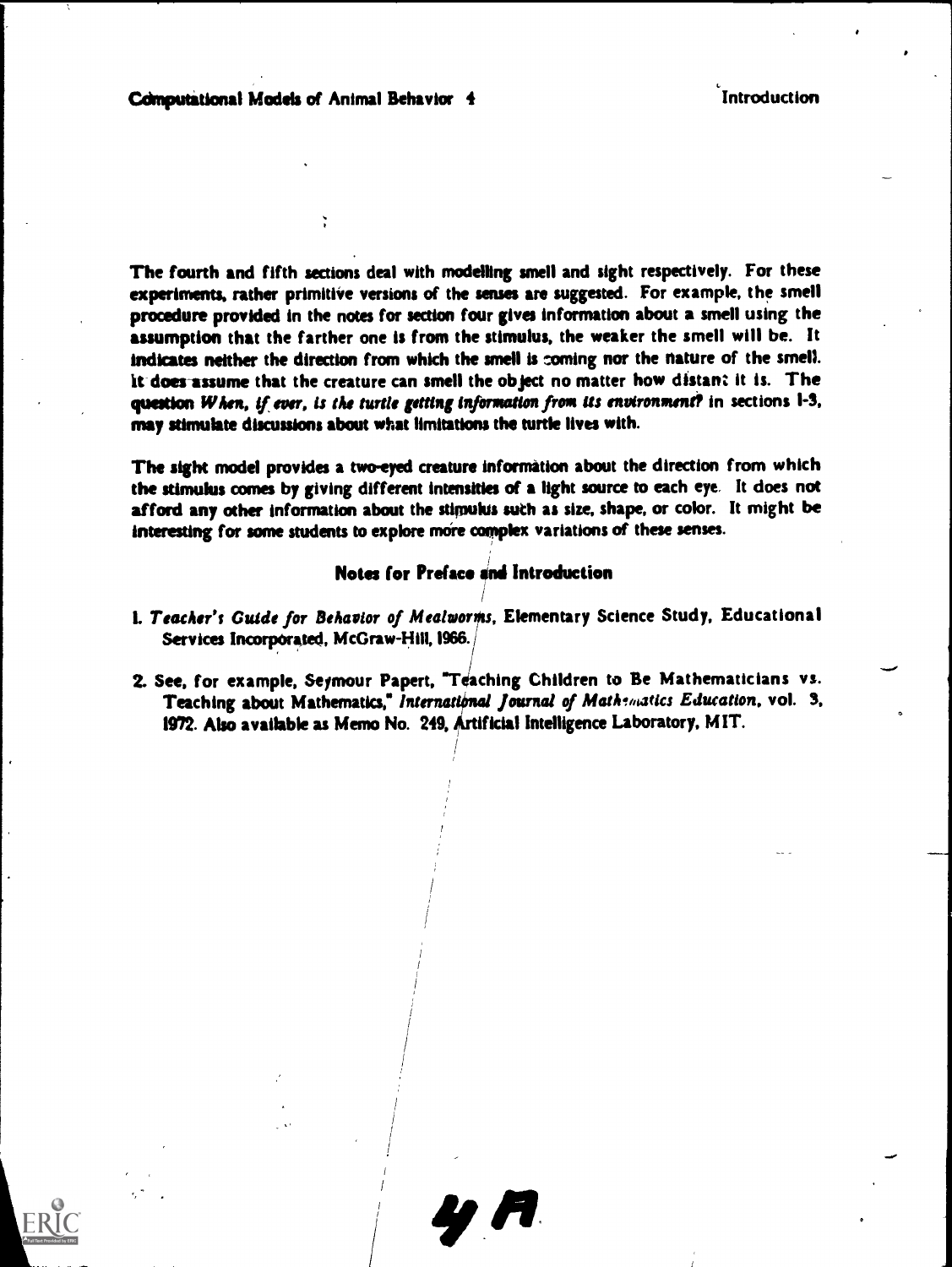The fourth and fifth sections deal with modelling smell and sight respectively. For these experiments, rather primitive versions of the senses are suggested. For example, the smell procedure provided in the notes for section four gives information about a smell using the assumption that the farther one is from the stimulus, the weaker the smell will be. It indicates neither the direction from which the smell is coming nor the nature of the smell. It does assume that the creature can smell the object no matter how distant it is. The question *When, if ever, is the turtle getting information from its environment?* in sections 1-3, may stimulate discussions about what limitations the turtle lives with.

The sight model provides a two-eyed creature information about the direction from which the stimulus comes by giving different intensities of a light source to each eye. It does not afford any other information about the stimulus such as size, shape, or color. It might be interesting for some students to explore more complex variations of these senses.

## Notes for Preface and Introduction

1. *Teacher's Guide for Behavior of Mealworms*, Elementary Science Study, Educational Services Incorporated, McGraw-Hill, 1966.

2. See, for example, Seymour Papert, "Teaching Children to Be Mathematicians vs. Teaching about Mathematics," *International Journal of Mathematics Education*, vol. 3, 1972. Also available as Memo No. 249, Artificial Intelligence Laboratory, MIT.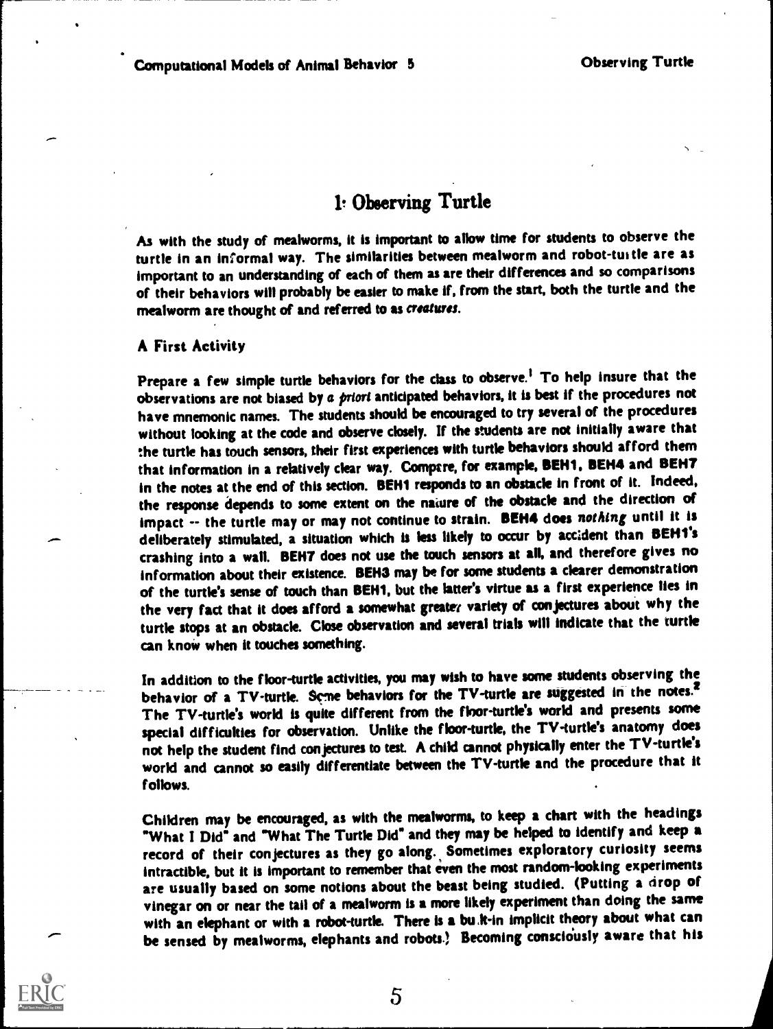# 1: Observing Turtle

As with the study of mealworms, it is important to allow time for students to observe the turtle in an informal way. The similarities between mealworm and robot-turtle are as important to an understanding of each of them as are their differences and so comparisons of their behaviors will probably be easier to make if, from the start, both the turtle and the mealworm are thought of and referred to as *creatures*.

## A First Activity

Prepare a few simple turtle behaviors for the class to observe.[1] To help insure that the observations are not biased by *a priori* anticipated behaviors, it is best if the procedures not have mnemonic names. The students should be encouraged to try several of the procedures without looking at the code and observe closely. If the students are not initially aware that the turtle has touch sensors, their first experiences with turtle behaviors should afford them that information in a relatively clear way. Compare, for example, BEH1, BEH4 and BEH7 in the notes at the end of this section. BEH1 responds to an obstacle in front of it. Indeed, the response depends to some extent on the nature of the obstacle and the direction of impact -- the turtle may or may not continue to strain. BEH4 does *nothing* until it is deliberately stimulated, a situation which is less likely to occur by accident than BEH1's crashing into a wall. BEH7 does not use the touch sensors at all, and therefore gives no information about their existence. BEH3 may be for some students a clearer demonstration of the turtle's sense of touch than BEH1, but the latter's virtue as a first experience lies in the very fact that it does afford a somewhat greater variety of conjectures about why the turtle stops at an obstacle. Close observation and several trials will indicate that the turtle can know when it touches something.

In addition to the floor-turtle activities, you may wish to have some students observing the behavior of a TV-turtle. Some behaviors for the TV-turtle are suggested in the notes.[2] The TV-turtle's world is quite different from the floor-turtle's world and presents some special difficulties for observation. Unlike the floor-turtle, the TV-turtle's anatomy does not help the student find conjectures to test. A child cannot physically enter the TV-turtle's world and cannot so easily differentiate between the TV-turtle and the procedure that it follows.

Children may be encouraged, as with the mealworms, to keep a chart with the headings "What I Did" and "What The Turtle Did" and they may be helped to identify and keep a record of their conjectures as they go along. Sometimes exploratory curiosity seems intractible, but it is important to remember that even the most random-looking experiments are usually based on some notions about the beast being studied. (Putting a drop of vinegar on or near the tail of a mealworm is a more likely experiment than doing the same with an elephant or with a robot-turtle. There is a built-in implicit theory about what can be sensed by mealworms, elephants and robots.) Becoming consciously aware that his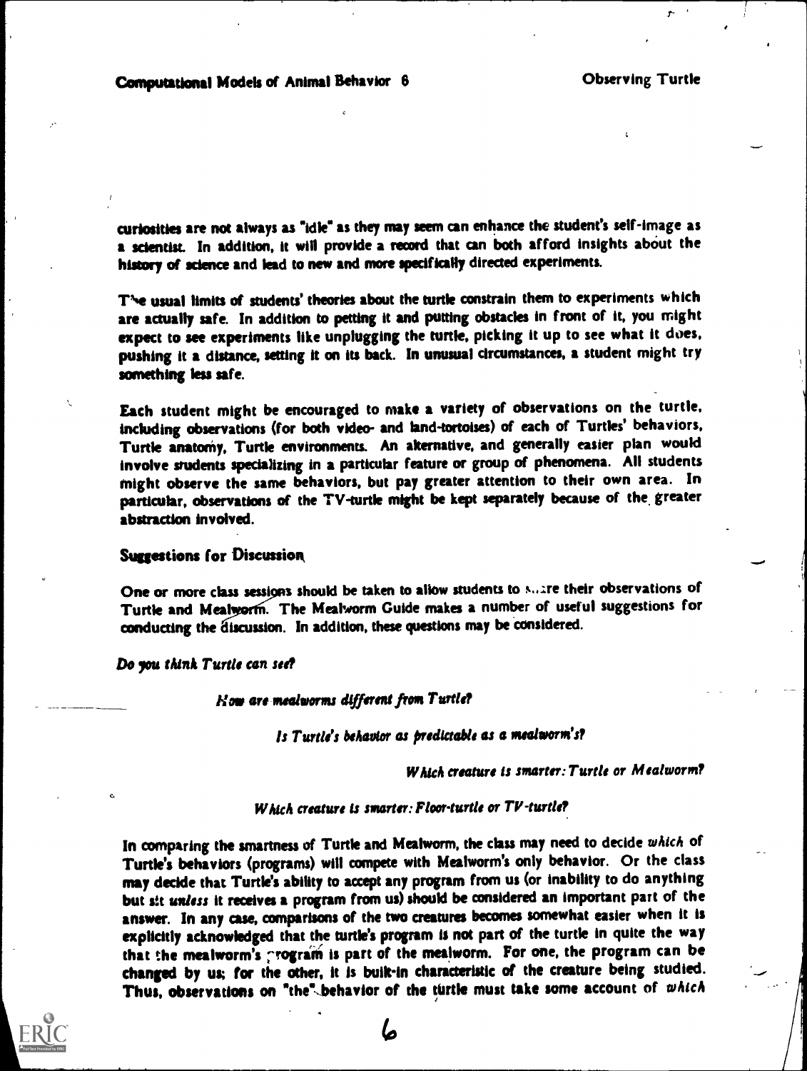curiosities are not always as "idle" as they may seem can enhance the student's self-image as a scientist. In addition, it will provide a record that can both afford insights about the history of science and lead to new and more specifically directed experiments.

The usual limits of students' theories about the turtle constrain them to experiments which are actually safe. In addition to petting it and putting obstacles in front of it, you might expect to see experiments like unplugging the turtle, picking it up to see what it does, pushing it a distance, setting it on its back. In unusual circumstances, a student might try something less safe.

Each student might be encouraged to make a variety of observations on the turtle, including observations (for both video- and land-tortoises) of each of Turtles' behaviors, Turtle anatomy, Turtle environments. An alternative, and generally easier plan would involve students specializing in a particular feature or group of phenomena. All students might observe the same behaviors, but pay greater attention to their own area. In particular, observations of the TV-turtle might be kept separately because of the greater abstraction involved.

### Suggestions for Discussion

One or more class sessions should be taken to allow students to share their observations of Turtle and Mealworm. The Mealworm Guide makes a number of useful suggestions for conducting the discussion. In addition, these questions may be considered.

*Do you think Turtle can see?*

*How are mealworms different from Turtle?*

*Is Turtle's behavior as predictable as a mealworm's?*

*Which creature is smarter: Turtle or Mealworm?*

*Which creature is smarter: Floor-turtle or TV-turtle?*

In comparing the smartness of Turtle and Mealworm, the class may need to decide *which* of Turtle's behaviors (programs) will compete with Mealworm's only behavior. Or the class may decide that Turtle's ability to accept any program from us (or inability to do anything but sit *unless* it receives a program from us) should be considered an important part of the answer. In any case, comparisons of the two creatures becomes somewhat easier when it is explicitly acknowledged that the turtle's program is not part of the turtle in quite the way that the mealworm's program is part of the mealworm. For one, the program can be changed by us; for the other, it is built-in characteristic of the creature being studied. Thus, observations on "the" behavior of the turtle must take some account of *which*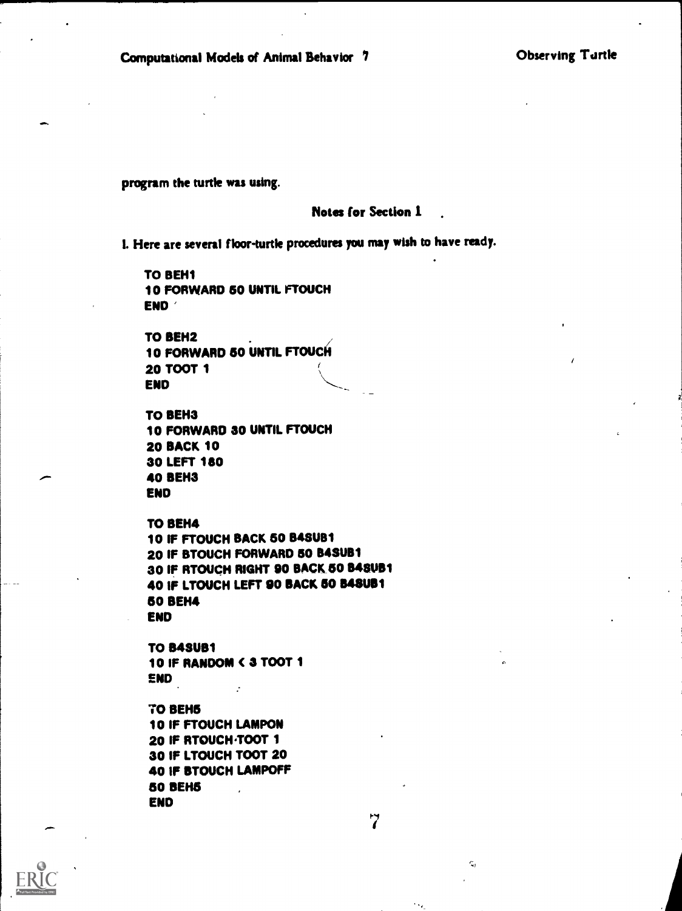program the turtle was using.

### Notes for Section 1

1. Here are several floor-turtle procedures you may wish to have ready.

```
TO BEH1
10 FORWARD 50 UNTIL FTOUCH
END

TO BEH2
10 FORWARD 50 UNTIL FTOUCH
20 TOOT 1
END

TO BEH3
10 FORWARD 30 UNTIL FTOUCH
20 BACK 10
30 LEFT 180
40 BEH3
END

TO BEH4
10 IF FTOUCH BACK 50 B4SUB1
20 IF BTOUCH FORWARD 50 B4SUB1
30 IF RTOUCH RIGHT 90 BACK 50 B4SUB1
40 IF LTOUCH LEFT 90 BACK 50 B4SUB1
50 BEH4
END

TO B4SUB1
10 IF RANDOM < 3 TOOT 1
END

TO BEH5
10 IF FTOUCH LAMPON
20 IF RTOUCH TOOT 1
30 IF LTOUCH TOOT 20
40 IF BTOUCH LAMPOFF
50 BEH5
END
```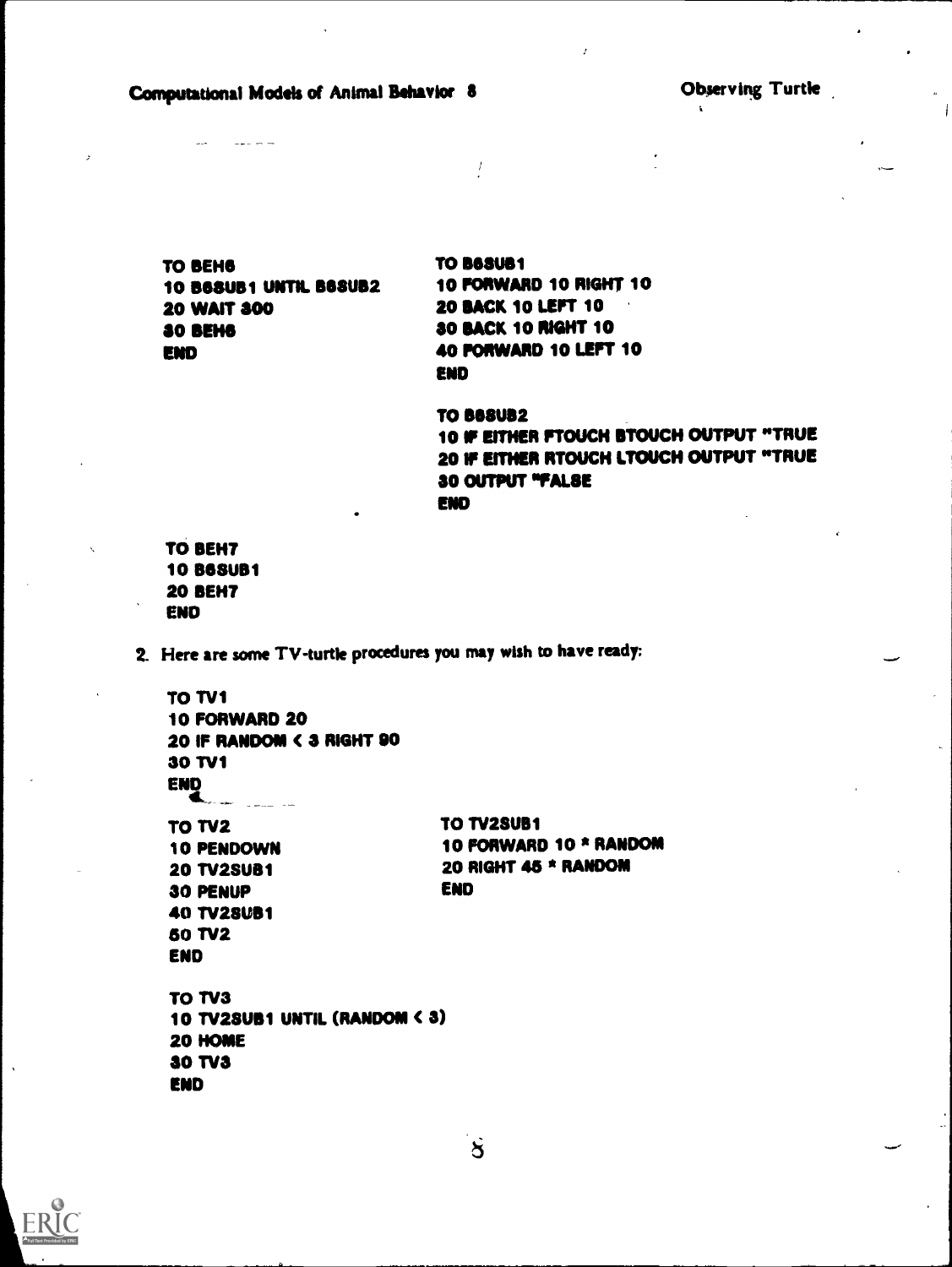```
TO BEH6
10 B6SUB1 UNTIL B6SUB2
20 WAIT 300
30 BEH6
END
```

```
TO B6SUB1
10 FORWARD 10 RIGHT 10
20 BACK 10 LEFT 10
30 BACK 10 RIGHT 10
40 FORWARD 10 LEFT 10
END
```

```
TO B6SUB2
10 IF EITHER FTOUCH BTOUCH OUTPUT "TRUE
20 IF EITHER RTOUCH LTOUCH OUTPUT "TRUE
30 OUTPUT "FALSE
END
```

```
TO BEH7
10 B6SUB1
20 BEH7
END
```

2. Here are some TV-turtle procedures you may wish to have ready:

```
TO TV1
10 FORWARD 20
20 IF RANDOM < 3 RIGHT 90
30 TV1
END
```

```
TO TV2
10 PENDOWN
20 TV2SUB1
30 PENUP
40 TV2SUB1
50 TV2
END
```

```
TO TV2SUB1
10 FORWARD 10 * RANDOM
20 RIGHT 45 * RANDOM
END
```

```
TO TV3
10 TV2SUB1 UNTIL (RANDOM < 3)
20 HOME
30 TV3
END
```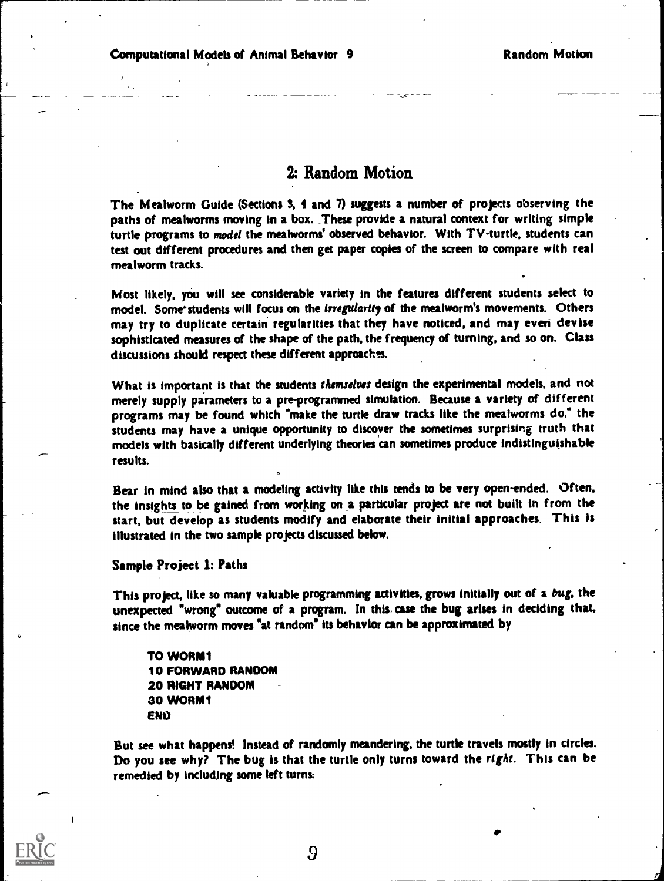## 2: Random Motion

The Mealworm Guide (Sections 3, 4 and 7) suggests a number of projects observing the paths of mealworms moving in a box. These provide a natural context for writing simple turtle programs to *model* the mealworms' observed behavior. With TV-turtle, students can test out different procedures and then get paper copies of the screen to compare with real mealworm tracks.

Most likely, you will see considerable variety in the features different students select to model. Some students will focus on the *irregularity* of the mealworm's movements. Others may try to duplicate certain regularities that they have noticed, and may even devise sophisticated measures of the shape of the path, the frequency of turning, and so on. Class discussions should respect these different approaches.

What is important is that the students *themselves* design the experimental models, and not merely supply parameters to a pre-programmed simulation. Because a variety of different programs may be found which "make the turtle draw tracks like the mealworms do," the students may have a unique opportunity to discover the sometimes surprising truth that models with basically different underlying theories can sometimes produce indistinguishable results.

Bear in mind also that a modeling activity like this tends to be very open-ended. Often, the insights to be gained from working on a particular project are not built in from the start, but develop as students modify and elaborate their initial approaches. This is illustrated in the two sample projects discussed below.

### Sample Project 1: Paths

This project, like so many valuable programming activities, grows initially out of a *bug*, the unexpected "wrong" outcome of a program. In this case the bug arises in deciding that, since the mealworm moves "at random" its behavior can be approximated by

```
TO WORM1
10 FORWARD RANDOM
20 RIGHT RANDOM
30 WORM1
END
```

But see what happens! Instead of randomly meandering, the turtle travels mostly in circles. Do you see why? The bug is that the turtle only turns toward the *right*. This can be remedied by including some left turns: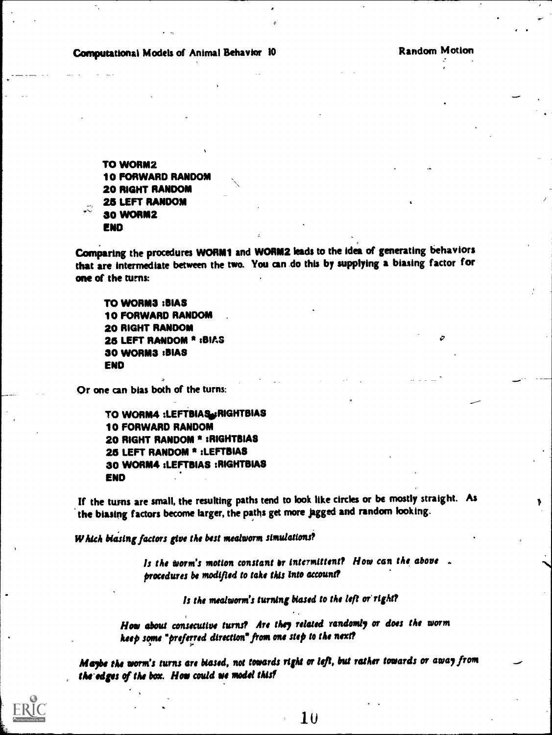```
TO WORM2
10 FORWARD RANDOM
20 RIGHT RANDOM
25 LEFT RANDOM
30 WORM2
END
```

Comparing the procedures WORM1 and WORM2 leads to the idea of generating behaviors that are intermediate between the two. You can do this by supplying a biasing factor for one of the turns:

```
TO WORM3 :BIAS
10 FORWARD RANDOM
20 RIGHT RANDOM
25 LEFT RANDOM * :BIAS
30 WORM3 :BIAS
END
```

Or one can bias both of the turns:

```
TO WORM4 :LEFTBIAS :RIGHTBIAS
10 FORWARD RANDOM
20 RIGHT RANDOM * :RIGHTBIAS
25 LEFT RANDOM * :LEFTBIAS
30 WORM4 :LEFTBIAS :RIGHTBIAS
END
```

If the turns are small, the resulting paths tend to look like circles or be mostly straight. As the biasing factors become larger, the paths get more jagged and random looking.

*Which biasing factors give the best mealworm simulations?*

*Is the worm's motion constant or intermittent? How can the above procedures be modified to take this into account?*

*Is the mealworm's turning biased to the left or right?*

*How about consecutive turns? Are they related randomly or does the worm keep some "preferred direction" from one step to the next?*

*Maybe the worm's turns are biased, not towards right or left, but rather towards or away from the edges of the box. How could we model this?*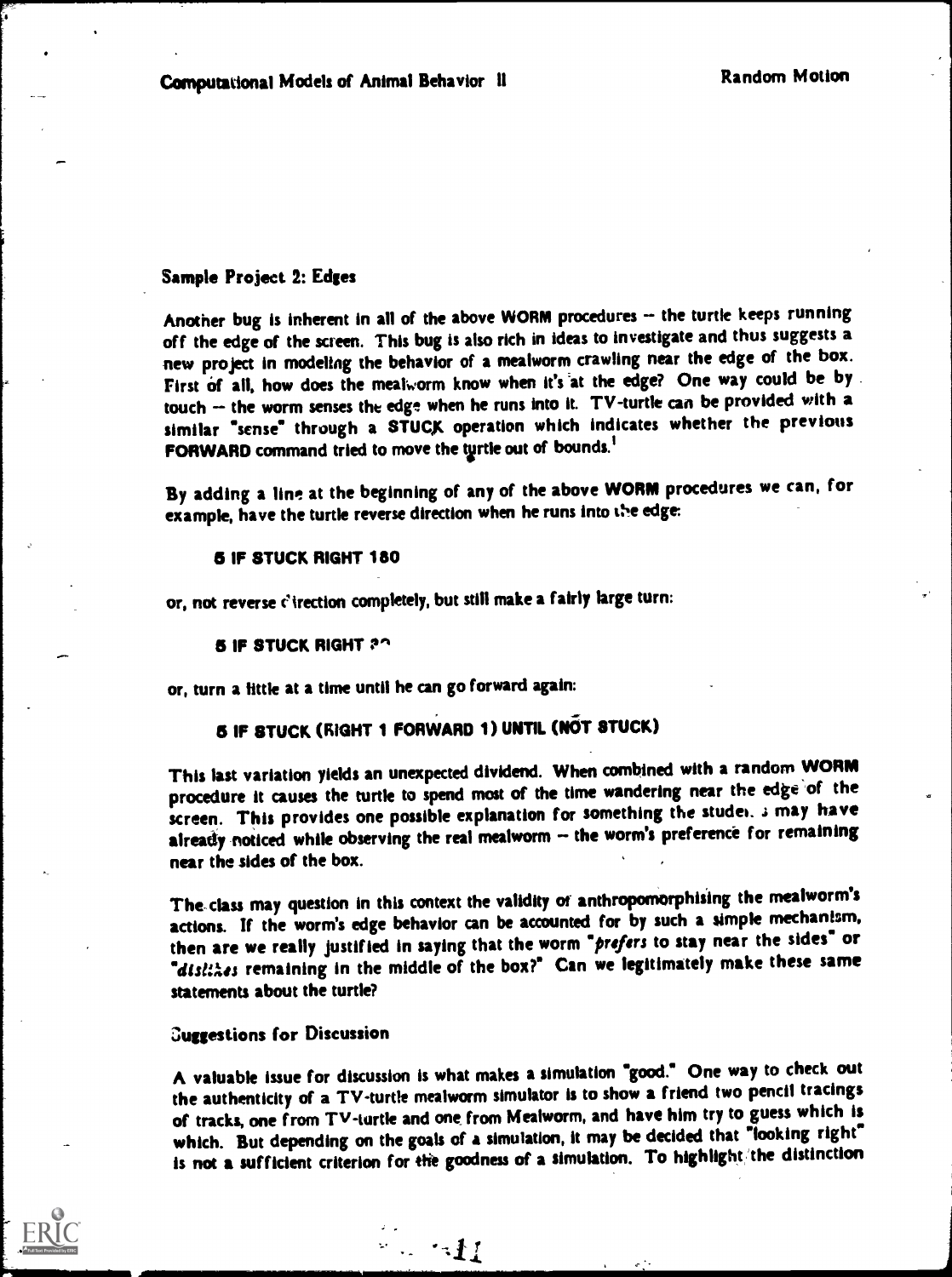## Sample Project 2: Edges

Another bug is inherent in all of the above WORM procedures -- the turtle keeps running off the edge of the screen. This bug is also rich in ideas to investigate and thus suggests a new project in modeling the behavior of a mealworm crawling near the edge of the box. First of all, how does the mealworm know when it's at the edge? One way could be by touch -- the worm senses the edge when he runs into it. TV-turtle can be provided with a similar "sense" through a **STUCK** operation which indicates whether the previous **FORWARD** command tried to move the turtle out of bounds.[1]

By adding a line at the beginning of any of the above **WORM** procedures we can, for example, have the turtle reverse direction when he runs into the edge:

```
5 IF STUCK RIGHT 180
```

or, not reverse direction completely, but still make a fairly large turn:

```
5 IF STUCK RIGHT 30
```

or, turn a little at a time until he can go forward again:

```
5 IF STUCK (RIGHT 1 FORWARD 1) UNTIL (NOT STUCK)
```

This last variation yields an unexpected dividend. When combined with a random **WORM** procedure it causes the turtle to spend most of the time wandering near the edge of the screen. This provides one possible explanation for something the students may have already noticed while observing the real mealworm -- the worm's preference for remaining near the sides of the box.

The class may question in this context the validity of anthropomorphising the mealworm's actions. If the worm's edge behavior can be accounted for by such a simple mechanism, then are we really justified in saying that the worm "*prefers* to stay near the sides" or "*dislikes* remaining in the middle of the box?" Can we legitimately make these same statements about the turtle?

### Suggestions for Discussion

A valuable issue for discussion is what makes a simulation "good." One way to check out the authenticity of a TV-turtle mealworm simulator is to show a friend two pencil tracings of tracks, one from TV-turtle and one from Mealworm, and have him try to guess which is which. But depending on the goals of a simulation, it may be decided that "looking right" is not a sufficient criterion for the goodness of a simulation. To highlight the distinction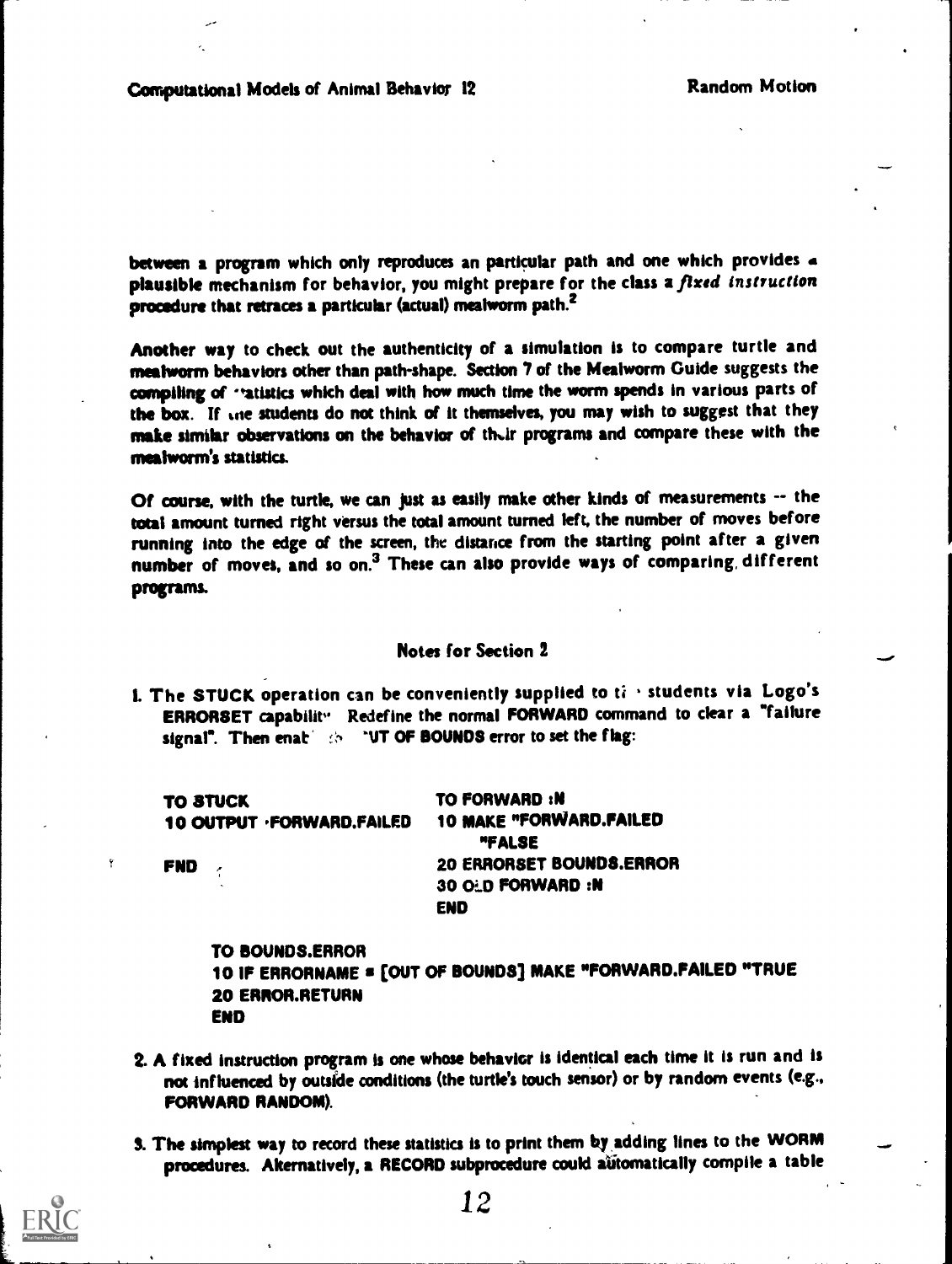between a program which only reproduces an particular path and one which provides a plausible mechanism for behavior, you might prepare for the class a *fixed instruction* procedure that retraces a particular (actual) mealworm path.[2]

Another way to check out the authenticity of a simulation is to compare turtle and mealworm behaviors other than path-shape. Section 7 of the Mealworm Guide suggests the compiling of statistics which deal with how much time the worm spends in various parts of the box. If the students do not think of it themselves, you may wish to suggest that they make similar observations on the behavior of their programs and compare these with the mealworm's statistics.

Of course, with the turtle, we can just as easily make other kinds of measurements -- the total amount turned right versus the total amount turned left, the number of moves before running into the edge of the screen, the distance from the starting point after a given number of moves, and so on.[3] These can also provide ways of comparing different programs.

## Notes for Section 2

1. The **STUCK** operation can be conveniently supplied to the students via Logo's **ERRORSET** capability. Redefine the normal **FORWARD** command to clear a "failure signal". Then enable the **OUT OF BOUNDS** error to set the flag:

```
TO STUCK
10 OUTPUT :FORWARD.FAILED
END
```

```
TO FORWARD :N
10 MAKE "FORWARD.FAILED "FALSE
20 ERRORSET BOUNDS.ERROR
30 OLD FORWARD :N
END
```

```
TO BOUNDS.ERROR
10 IF ERRORNAME = [OUT OF BOUNDS] MAKE "FORWARD.FAILED "TRUE
20 ERROR.RETURN
END
```

2. A fixed instruction program is one whose behavior is identical each time it is run and is not influenced by outside conditions (the turtle's touch sensor) or by random events (e.g., **FORWARD RANDOM**).

3. The simplest way to record these statistics is to print them by adding lines to the **WORM** procedures. Alternatively, a **RECORD** subprocedure could automatically compile a table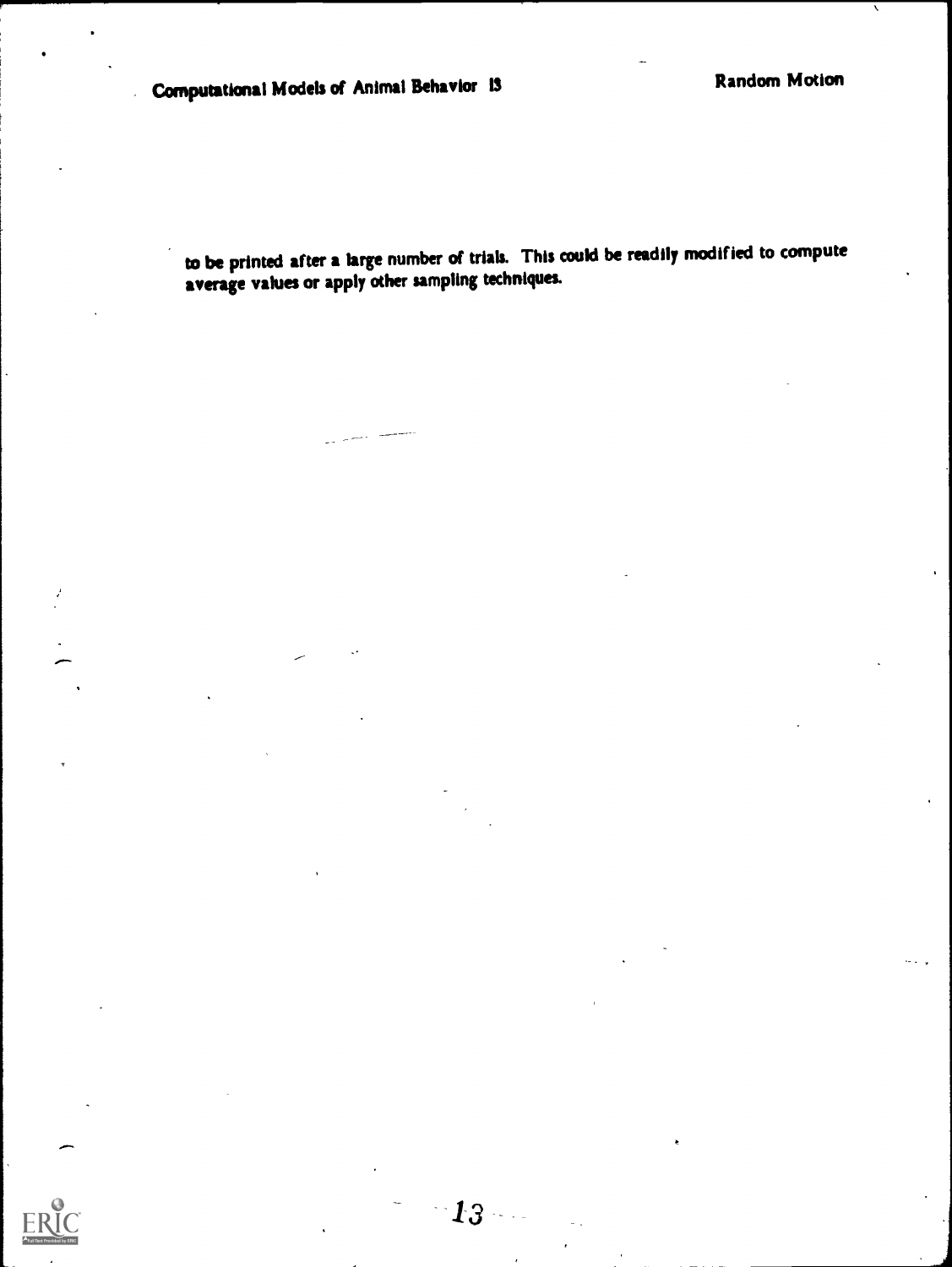to be printed after a large number of trials. This could be readily modified to compute average values or apply other sampling techniques.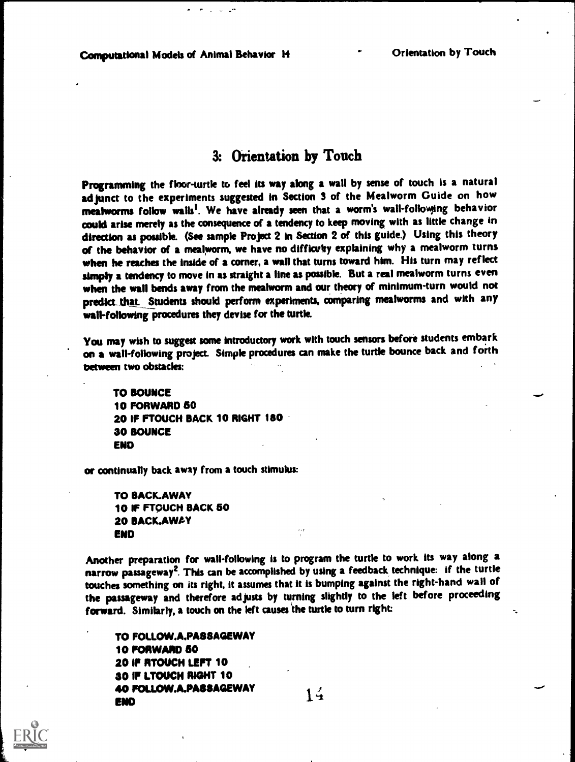# 3: Orientation by Touch

Programming the floor-turtle to feel its way along a wall by sense of touch is a natural adjunct to the experiments suggested in Section 3 of the Mealworm Guide on how mealworms follow walls[1]. We have already seen that a worm's wall-following behavior could arise merely as the consequence of a tendency to keep moving with as little change in direction as possible. (See sample Project 2 in Section 2 of this guide.) Using this theory of the behavior of a mealworm, we have no difficulty explaining why a mealworm turns when he reaches the inside of a corner, a wall that turns toward him. His turn may reflect simply a tendency to move in as straight a line as possible. But a real mealworm turns even when the wall bends away from the mealworm and our theory of minimum-turn would not predict that. Students should perform experiments, comparing mealworms and with any wall-following procedures they devise for the turtle.

You may wish to suggest some introductory work with touch sensors before students embark on a wall-following project. Simple procedures can make the turtle bounce back and forth between two obstacles:

```
TO BOUNCE
10 FORWARD 50
20 IF FTOUCH BACK 10 RIGHT 180
30 BOUNCE
END
```

or continually back away from a touch stimulus:

```
TO BACK.AWAY
10 IF FTOUCH BACK 50
20 BACK.AWAY
END
```

Another preparation for wall-following is to program the turtle to work its way along a narrow passageway[2]. This can be accomplished by using a feedback technique: if the turtle touches something on its right, it assumes that it is bumping against the right-hand wall of the passageway and therefore adjusts by turning slightly to the left before proceeding forward. Similarly, a touch on the left causes the turtle to turn right:

```
TO FOLLOW.A.PASSAGEWAY
10 FORWARD 50
20 IF RTOUCH LEFT 10
30 IF LTOUCH RIGHT 10
40 FOLLOW.A.PASSAGEWAY
END
```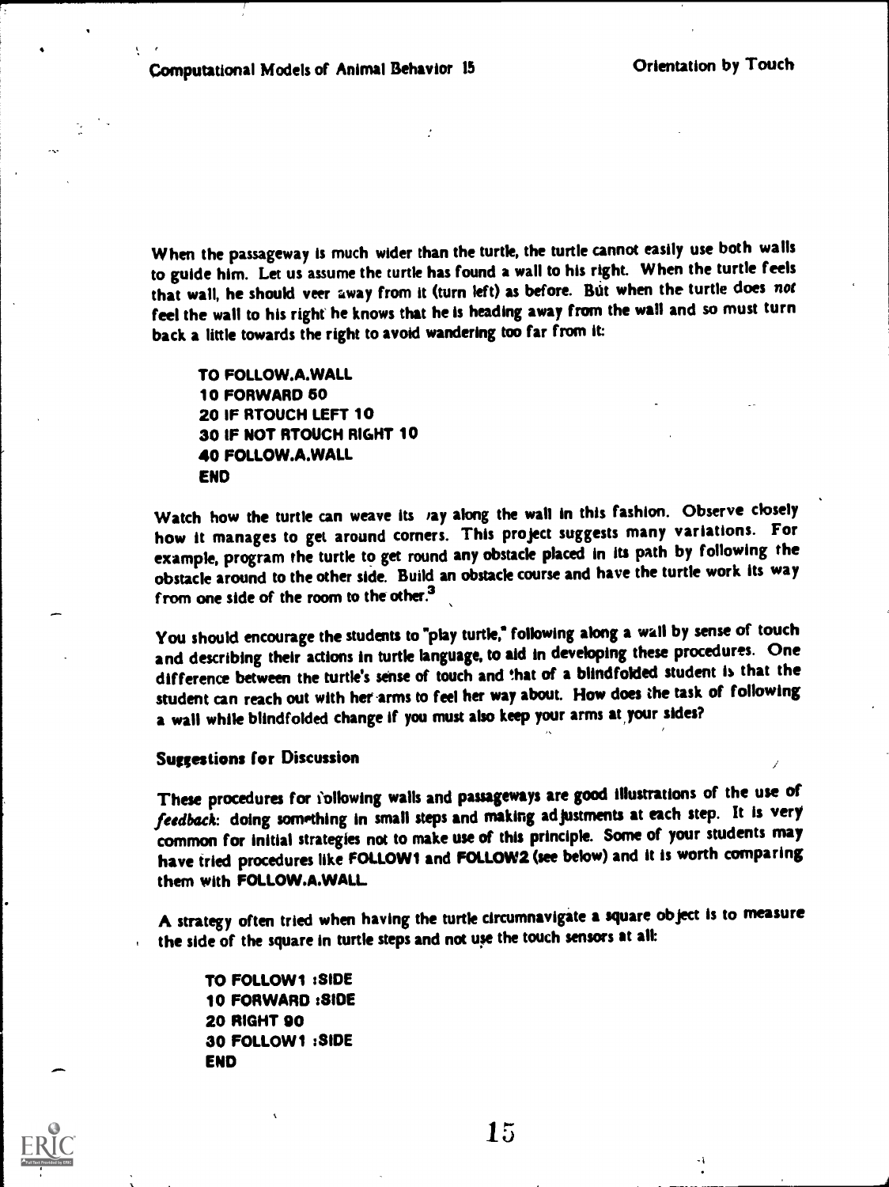When the passageway is much wider than the turtle, the turtle cannot easily use both walls to guide him. Let us assume the turtle has found a wall to his right. When the turtle feels that wall, he should veer away from it (turn left) as before. But when the turtle does *not* feel the wall to his right he knows that he is heading away from the wall and so must turn back a little towards the right to avoid wandering too far from it:

```
TO FOLLOW.A.WALL
10 FORWARD 50
20 IF RTOUCH LEFT 10
30 IF NOT RTOUCH RIGHT 10
40 FOLLOW.A.WALL
END
```

Watch how the turtle can weave its way along the wall in this fashion. Observe closely how it manages to get around corners. This project suggests many variations. For example, program the turtle to get round any obstacle placed in its path by following the obstacle around to the other side. Build an obstacle course and have the turtle work its way from one side of the room to the other.[3]

You should encourage the students to "play turtle," following along a wall by sense of touch and describing their actions in turtle language, to aid in developing these procedures. One difference between the turtle's sense of touch and that of a blindfolded student is that the student can reach out with her arms to feel her way about. How does the task of following a wall while blindfolded change if you must also keep your arms at your sides?

### Suggestions for Discussion

These procedures for following walls and passageways are good illustrations of the use of *feedback*: doing something in small steps and making adjustments at each step. It is very common for initial strategies not to make use of this principle. Some of your students may have tried procedures like FOLLOW1 and FOLLOW2 (see below) and it is worth comparing them with FOLLOW.A.WALL.

A strategy often tried when having the turtle circumnavigate a square object is to measure the side of the square in turtle steps and not use the touch sensors at all:

```
TO FOLLOW1 :SIDE
10 FORWARD :SIDE
20 RIGHT 90
30 FOLLOW1 :SIDE
END
```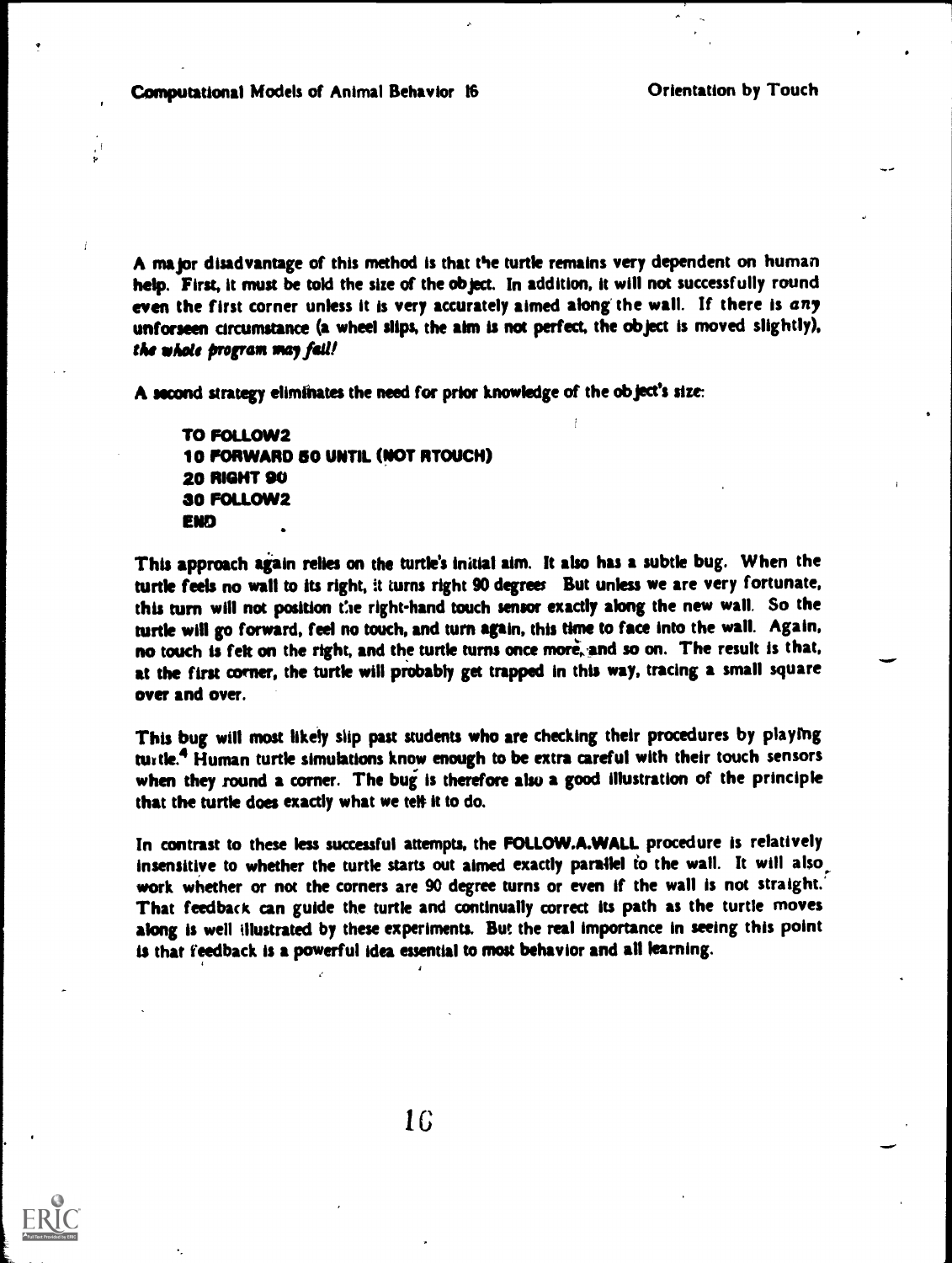A major disadvantage of this method is that the turtle remains very dependent on human help. First, it must be told the size of the object. In addition, it will not successfully round even the first corner unless it is very accurately aimed along the wall. If there is *any* unforseen circumstance (a wheel slips, the aim is not perfect, the object is moved slightly), *the whole program may fail!*

A second strategy eliminates the need for prior knowledge of the object's size:

```
TO FOLLOW2
10 FORWARD 50 UNTIL (NOT RTOUCH)
20 RIGHT 90
30 FOLLOW2
END
```

This approach again relies on the turtle's initial aim. It also has a subtle bug. When the turtle feels no wall to its right, it turns right 90 degrees But unless we are very fortunate, this turn will not position the right-hand touch sensor exactly along the new wall. So the turtle will go forward, feel no touch, and turn again, this time to face into the wall. Again, no touch is felt on the right, and the turtle turns once more, and so on. The result is that, at the first corner, the turtle will probably get trapped in this way, tracing a small square over and over.

This bug will most likely slip past students who are checking their procedures by playing turtle.[4] Human turtle simulations know enough to be extra careful with their touch sensors when they round a corner. The bug is therefore also a good illustration of the principle that the turtle does exactly what we tell it to do.

In contrast to these less successful attempts, the **FOLLOW.A.WALL** procedure is relatively insensitive to whether the turtle starts out aimed exactly parallel to the wall. It will also work whether or not the corners are 90 degree turns or even if the wall is not straight. That feedback can guide the turtle and continually correct its path as the turtle moves along is well illustrated by these experiments. But the real importance in seeing this point is that feedback is a powerful idea essential to most behavior and all learning.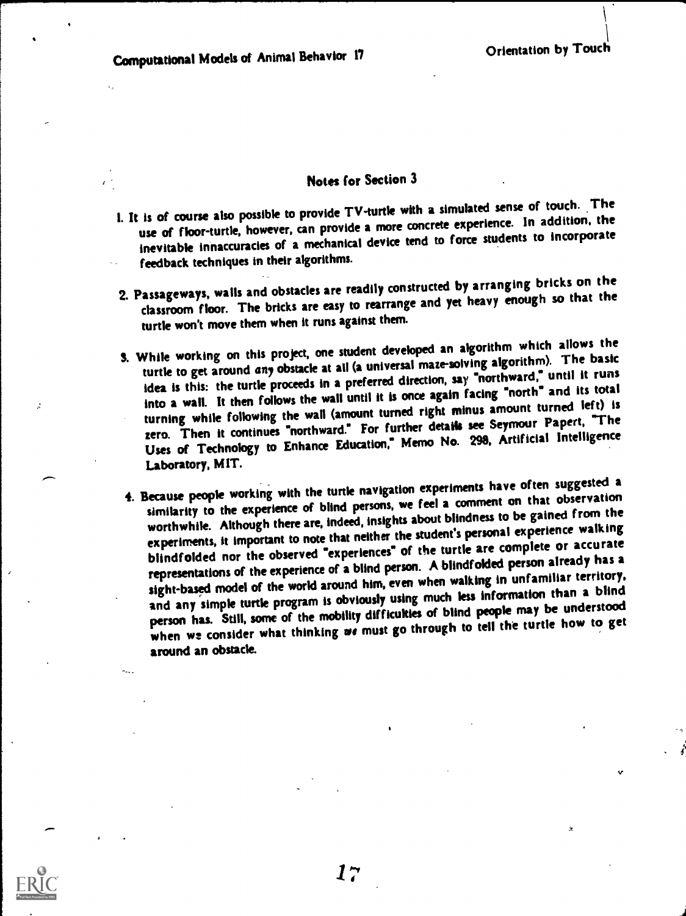## Notes for Section 3

1. It is of course also possible to provide TV-turtle with a simulated sense of touch. The use of floor-turtle, however, can provide a more concrete experience. In addition, the inevitable innaccuracies of a mechanical device tend to force students to incorporate feedback techniques in their algorithms.

2. Passageways, walls and obstacles are readily constructed by arranging bricks on the classroom floor. The bricks are easy to rearrange and yet heavy enough so that the turtle won't move them when it runs against them.

3. While working on this project, one student developed an algorithm which allows the turtle to get around *any* obstacle at all (a universal maze-solving algorithm). The basic idea is this: the turtle proceeds in a preferred direction, say "northward," until it runs into a wall. It then follows the wall until it is once again facing "north" and its total turning while following the wall (amount turned right minus amount turned left) is zero. Then it continues "northward." For further details see Seymour Papert, "The Uses of Technology to Enhance Education," Memo No. 298, Artificial Intelligence Laboratory, MIT.

4. Because people working with the turtle navigation experiments have often suggested a similarity to the experience of blind persons, we feel a comment on that observation worthwhile. Although there are, indeed, insights about blindness to be gained from the experiments, it important to note that neither the student's personal experience walking blindfolded nor the observed "experiences" of the turtle are complete or accurate representations of the experience of a blind person. A blindfolded person already has a sight-based model of the world around him, even when walking in unfamiliar territory, and any simple turtle program is obviously using much less information than a blind person has. Still, some of the mobility difficulties of blind people may be understood when we consider what thinking *we* must go through to tell the turtle how to get around an obstacle.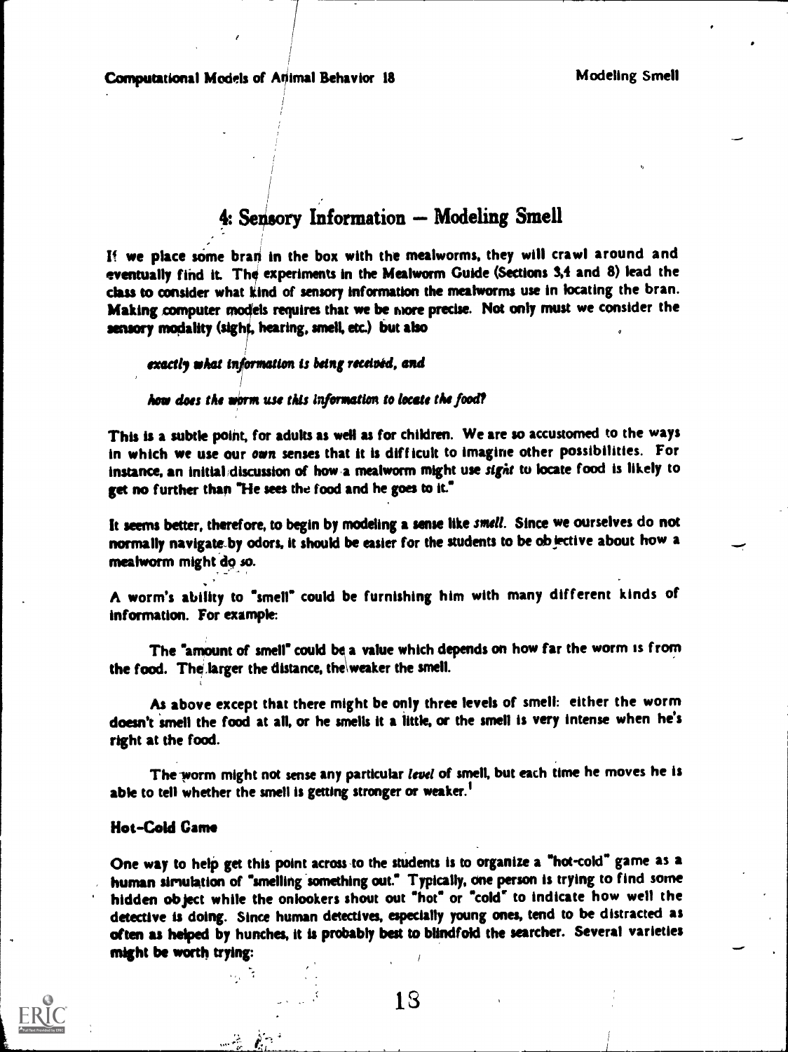## 4: Sensory Information — Modeling Smell

If we place some bran in the box with the mealworms, they will crawl around and eventually find it. The experiments in the Mealworm Guide (Sections 3,4 and 8) lead the class to consider what kind of sensory information the mealworms use in locating the bran. Making computer models requires that we be more precise. Not only must we consider the sensory modality (sight, hearing, smell, etc.) but also

*exactly what information is being received, and*

*how does the worm use this information to locate the food?*

This is a subtle point, for adults as well as for children. We are so accustomed to the ways in which we use our *own* senses that it is difficult to imagine other possibilities. For instance, an initial discussion of how a mealworm might use *sight* to locate food is likely to get no further than "He sees the food and he goes to it."

It seems better, therefore, to begin by modeling a sense like *smell*. Since we ourselves do not normally navigate by odors, it should be easier for the students to be objective about how a mealworm might do so.

A worm's ability to "smell" could be furnishing him with many different kinds of information. For example:

The "amount of smell" could be a value which depends on how far the worm is from the food. The larger the distance, the weaker the smell.

As above except that there might be only three levels of smell: either the worm doesn't smell the food at all, or he smells it a little, or the smell is very intense when he's right at the food.

The worm might not sense any particular *level* of smell, but each time he moves he is able to tell whether the smell is getting stronger or weaker.[1]

### Hot-Cold Game

One way to help get this point across to the students is to organize a "hot-cold" game as a human simulation of "smelling something out." Typically, one person is trying to find some hidden object while the onlookers shout out "hot" or "cold" to indicate how well the detective is doing. Since human detectives, especially young ones, tend to be distracted as often as helped by hunches, it is probably best to blindfold the searcher. Several varieties might be worth trying: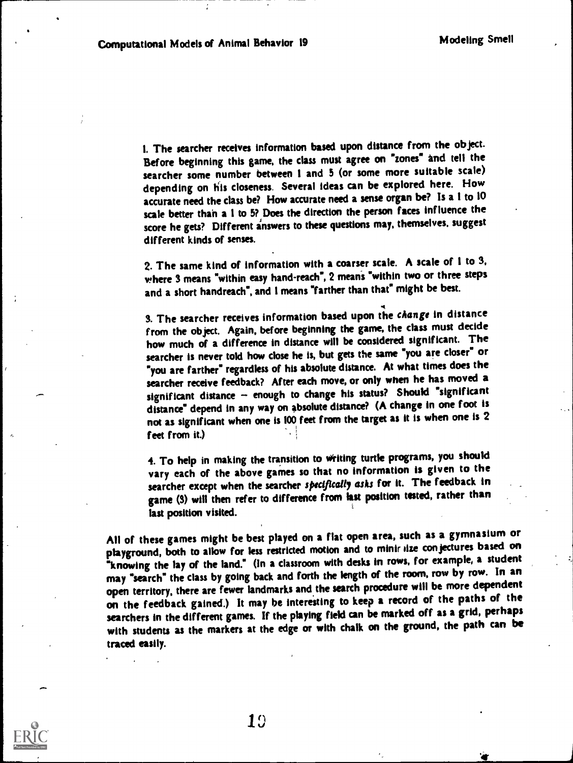1. The searcher receives information based upon distance from the object. Before beginning this game, the class must agree on "zones" and tell the searcher some number between 1 and 5 (or some more suitable scale) depending on his closeness. Several ideas can be explored here. How accurate need the class be? How accurate need a sense organ be? Is a 1 to 10 scale better than a 1 to 5? Does the direction the person faces influence the score he gets? Different answers to these questions may, themselves, suggest different kinds of senses.

2. The same kind of information with a coarser scale. A scale of 1 to 3, where 3 means "within easy hand-reach", 2 means "within two or three steps and a short handreach", and 1 means "farther than that" might be best.

3. The searcher receives information based upon the *change* in distance from the object. Again, before beginning the game, the class must decide how much of a difference in distance will be considered significant. The searcher is never told how close he is, but gets the same "you are closer" or "you are farther" regardless of his absolute distance. At what times does the searcher receive feedback? After each move, or only when he has moved a significant distance – enough to change his status? Should "significant distance" depend in any way on absolute distance? (A change in one foot is not as significant when one is 100 feet from the target as it is when one is 2 feet from it.)

4. To help in making the transition to writing turtle programs, you should vary each of the above games so that no information is given to the searcher except when the searcher *specifically asks* for it. The feedback in game (3) will then refer to difference from last position tested, rather than last position visited.

All of these games might be best played on a flat open area, such as a gymnasium or playground, both to allow for less restricted motion and to minimize conjectures based on "knowing the lay of the land." (In a classroom with desks in rows, for example, a student may "search" the class by going back and forth the length of the room, row by row. In an open territory, there are fewer landmarks and the search procedure will be more dependent on the feedback gained.) It may be interesting to keep a record of the paths of the searchers in the different games. If the playing field can be marked off as a grid, perhaps with students as the markers at the edge or with chalk on the ground, the path can be traced easily.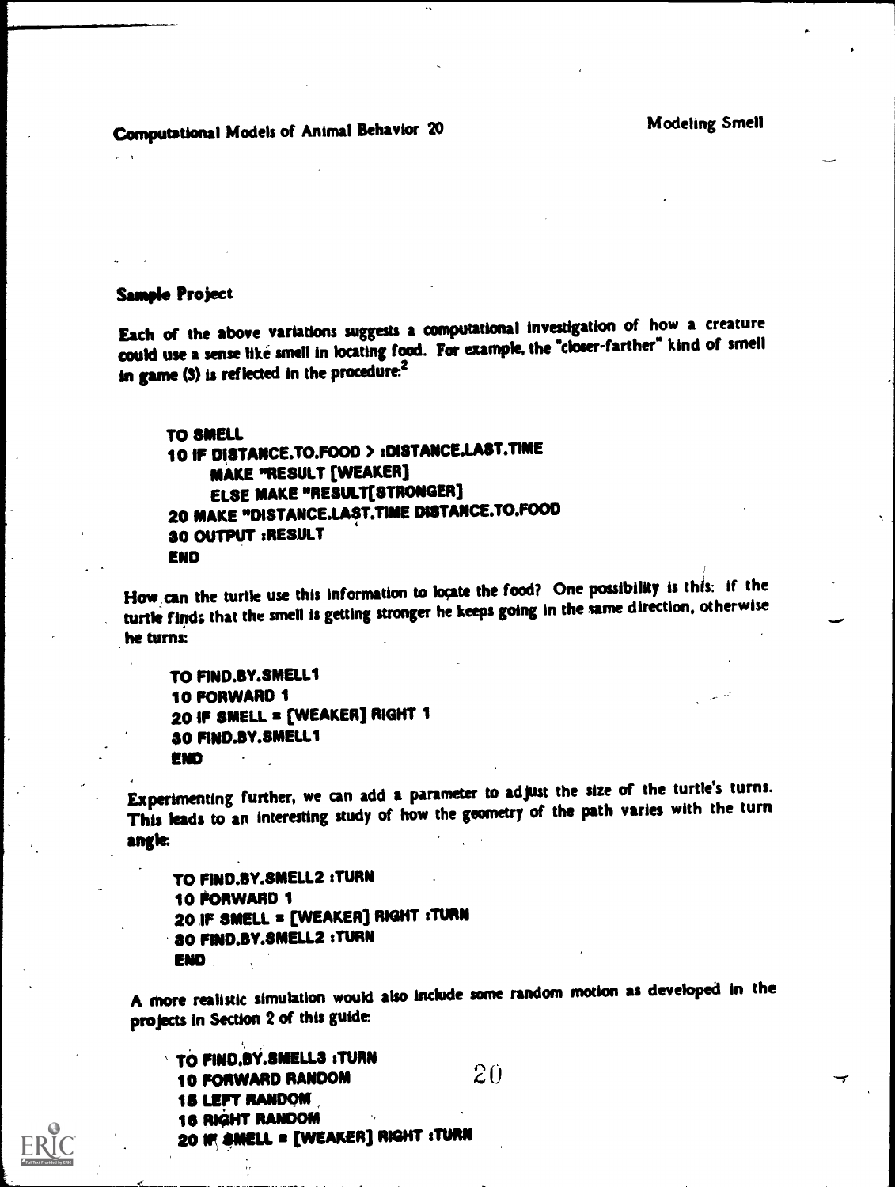## Sample Project

Each of the above variations suggests a computational investigation of how a creature could use a sense like smell in locating food. For example, the "closer-farther" kind of smell in game (3) is reflected in the procedure:[2]

```
TO SMELL
10 IF DISTANCE.TO.FOOD > :DISTANCE.LAST.TIME
     MAKE "RESULT [WEAKER]
     ELSE MAKE "RESULT[STRONGER]
20 MAKE "DISTANCE.LAST.TIME DISTANCE.TO.FOOD
30 OUTPUT :RESULT
END
```

How can the turtle use this information to locate the food? One possibility is this: if the turtle finds that the smell is getting stronger he keeps going in the same direction, otherwise he turns:

```
TO FIND.BY.SMELL1
10 FORWARD 1
20 IF SMELL = [WEAKER] RIGHT 1
30 FIND.BY.SMELL1
END
```

Experimenting further, we can add a parameter to adjust the size of the turtle's turns. This leads to an interesting study of how the geometry of the path varies with the turn angle:

```
TO FIND.BY.SMELL2 :TURN
10 FORWARD 1
20 IF SMELL = [WEAKER] RIGHT :TURN
30 FIND.BY.SMELL2 :TURN
END
```

A more realistic simulation would also include some random motion as developed in the projects in Section 2 of this guide:

```
TO FIND.BY.SMELL3 :TURN
10 FORWARD RANDOM
15 LEFT RANDOM
16 RIGHT RANDOM
20 IF SMELL = [WEAKER] RIGHT :TURN
```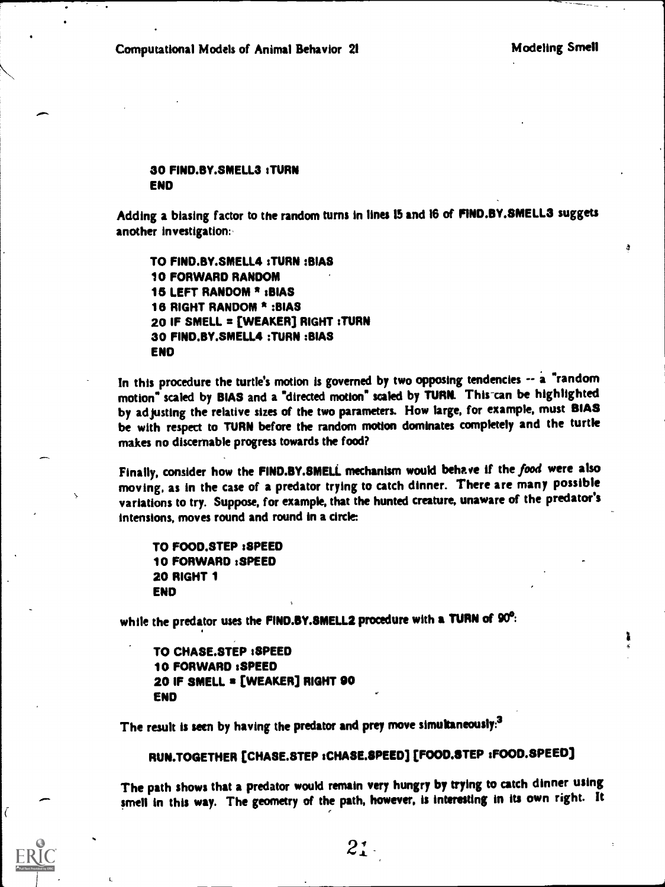```
30 FIND.BY.SMELL3 :TURN
END
```

Adding a biasing factor to the random turns in lines 15 and 16 of **FIND.BY.SMELL3** suggets another investigation:

```
TO FIND.BY.SMELL4 :TURN :BIAS
10 FORWARD RANDOM
15 LEFT RANDOM * :BIAS
16 RIGHT RANDOM * :BIAS
20 IF SMELL = [WEAKER] RIGHT :TURN
30 FIND.BY.SMELL4 :TURN :BIAS
END
```

In this procedure the turtle's motion is governed by two opposing tendencies -- a "random motion" scaled by **BIAS** and a "directed motion" scaled by **TURN**. This can be highlighted by adjusting the relative sizes of the two parameters. How large, for example, must **BIAS** be with respect to **TURN** before the random motion dominates completely and the turtle makes no discernable progress towards the food?

Finally, consider how the **FIND.BY.SMELL** mechanism would behave if the *food* were also moving, as in the case of a predator trying to catch dinner. There are many possible variations to try. Suppose, for example, that the hunted creature, unaware of the predator's intensions, moves round and round in a circle:

```
TO FOOD.STEP :SPEED
10 FORWARD :SPEED
20 RIGHT 1
END
```

while the predator uses the **FIND.BY.SMELL2** procedure with a **TURN** of 90°:

```
TO CHASE.STEP :SPEED
10 FORWARD :SPEED
20 IF SMELL = [WEAKER] RIGHT 90
END
```

The result is seen by having the predator and prey move simultaneously:[3]

```
RUN.TOGETHER [CHASE.STEP :CHASE.SPEED] [FOOD.STEP :FOOD.SPEED]
```

The path shows that a predator would remain very hungry by trying to catch dinner using smell in this way. The geometry of the path, however, is interesting in its own right. It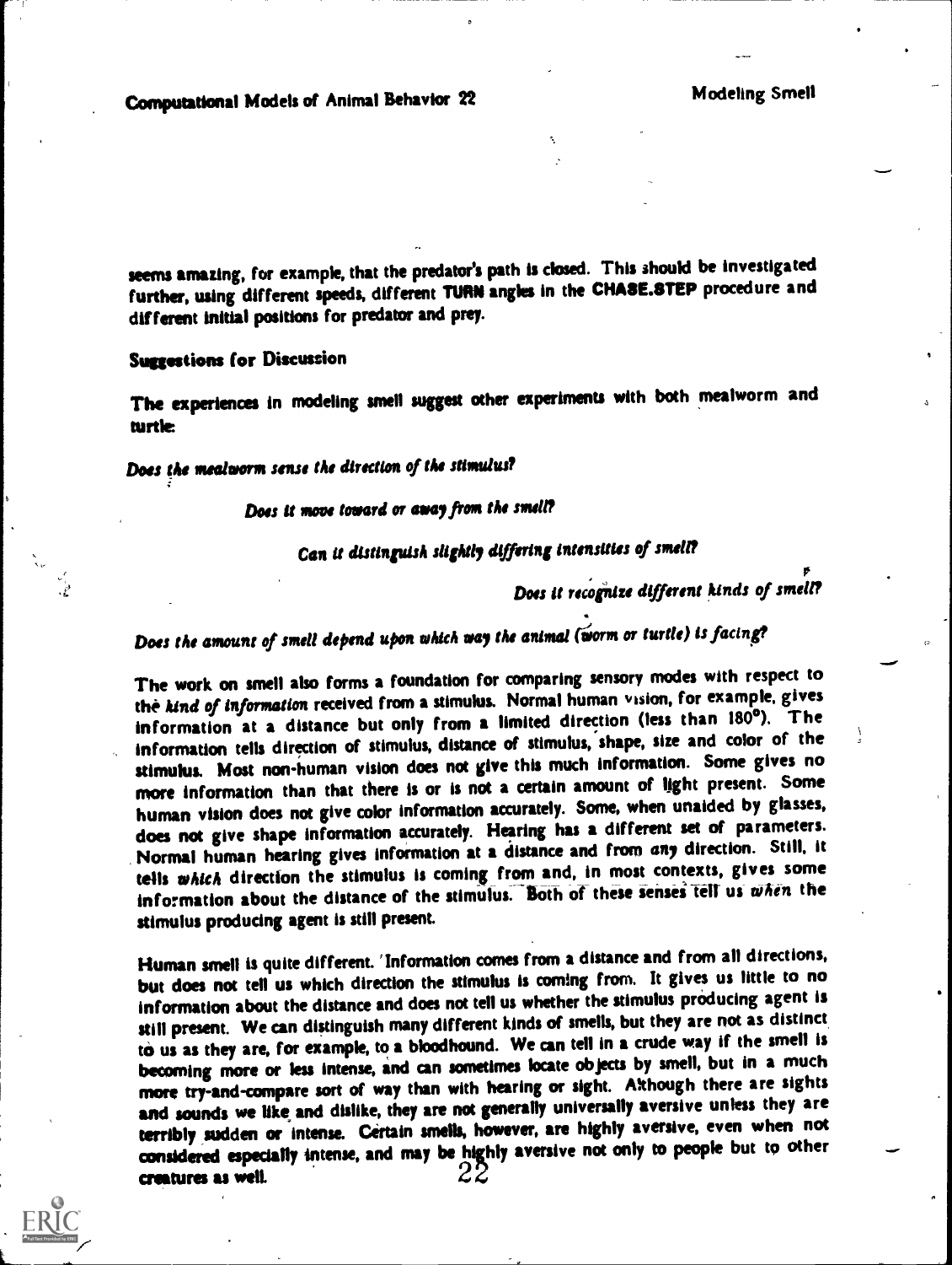seems amazing, for example, that the predator's path is closed. This should be investigated further, using different speeds, different **TURN** angles in the **CHASE.STEP** procedure and different initial positions for predator and prey.

## Suggestions for Discussion

The experiences in modeling smell suggest other experiments with both mealworm and turtle:

*Does the mealworm sense the direction of the stimulus?*

*Does it move toward or away from the smell?*

*Can it distinguish slightly differing intensities of smell?*

*Does it recognize different kinds of smell?*

*Does the amount of smell depend upon which way the animal (worm or turtle) is facing?*

The work on smell also forms a foundation for comparing sensory modes with respect to the *kind of information* received from a stimulus. Normal human vision, for example, gives information at a distance but only from a limited direction (less than 180°). The information tells direction of stimulus, distance of stimulus, shape, size and color of the stimulus. Most non-human vision does not give this much information. Some gives no more information than that there is or is not a certain amount of light present. Some human vision does not give color information accurately. Some, when unaided by glasses, does not give shape information accurately. Hearing has a different set of parameters. Normal human hearing gives information at a distance and from *any* direction. Still, it tells *which* direction the stimulus is coming from and, in most contexts, gives some information about the distance of the stimulus. Both of these senses tell us *when* the stimulus producing agent is still present.

Human smell is quite different. Information comes from a distance and from all directions, but does not tell us which direction the stimulus is coming from. It gives us little to no information about the distance and does not tell us whether the stimulus producing agent is still present. We can distinguish many different kinds of smells, but they are not as distinct to us as they are, for example, to a bloodhound. We can tell in a crude way if the smell is becoming more or less intense, and can sometimes locate objects by smell, but in a much more try-and-compare sort of way than with hearing or sight. Although there are sights and sounds we like and dislike, they are not generally universally aversive unless they are terribly sudden or intense. Certain smells, however, are highly aversive, even when not considered especially intense, and may be highly aversive not only to people but to other creatures as well.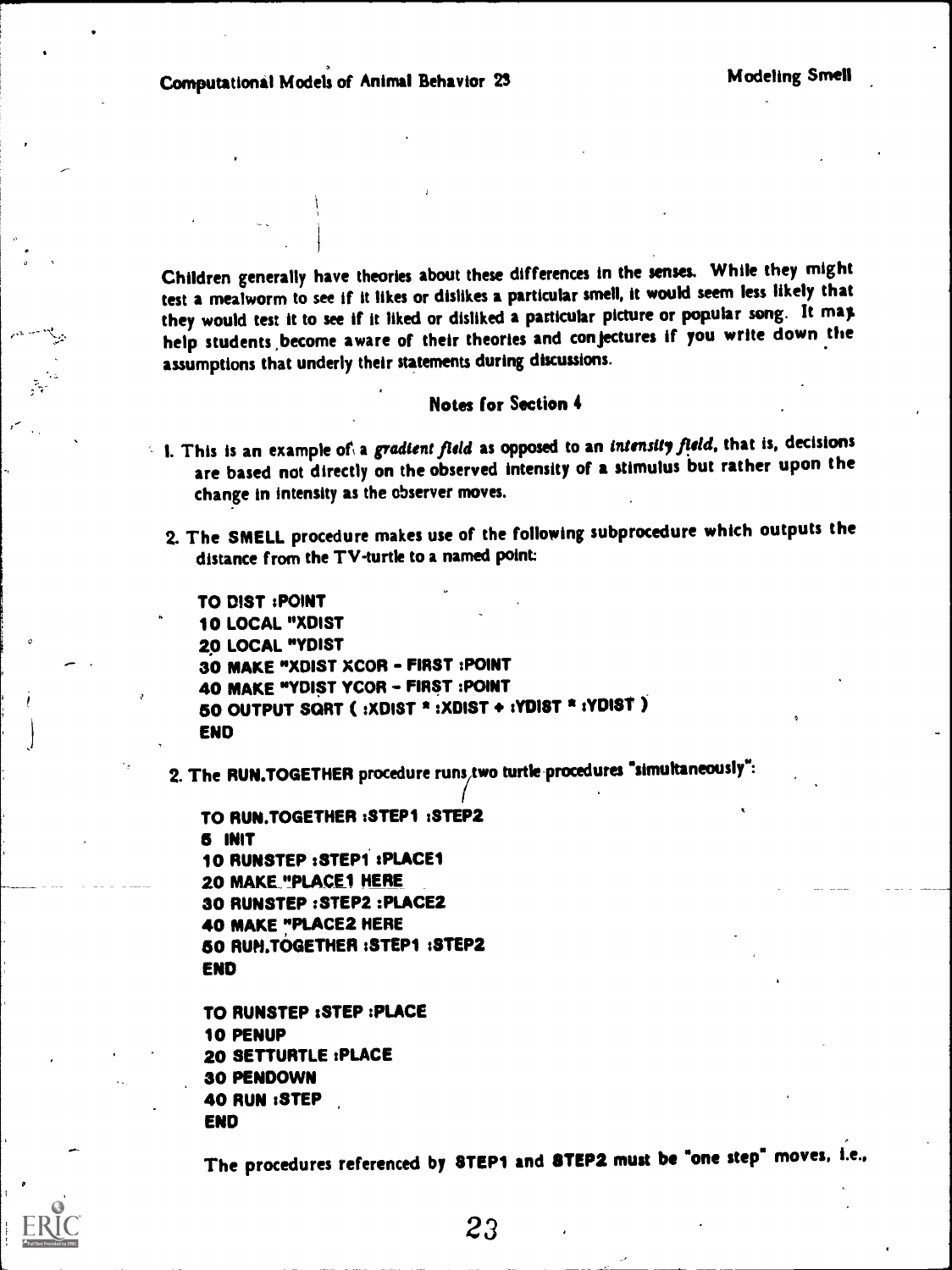Children generally have theories about these differences in the senses. While they might test a mealworm to see if it likes or dislikes a particular smell, it would seem less likely that they would test it to see if it liked or disliked a particular picture or popular song. It may help students become aware of their theories and conjectures if you write down the assumptions that underly their statements during discussions.

### Notes for Section 4

1. This is an example of a *gradient field* as opposed to an *intensity field*, that is, decisions are based not directly on the observed intensity of a stimulus but rather upon the change in intensity as the observer moves.

2. The **SMELL** procedure makes use of the following subprocedure which outputs the distance from the TV-turtle to a named point:

```
TO DIST :POINT
10 LOCAL "XDIST
20 LOCAL "YDIST
30 MAKE "XDIST XCOR - FIRST :POINT
40 MAKE "YDIST YCOR - FIRST :POINT
50 OUTPUT SQRT ( :XDIST * :XDIST + :YDIST * :YDIST )
END
```

2. The **RUN.TOGETHER** procedure runs two turtle procedures "simultaneously":

```
TO RUN.TOGETHER :STEP1 :STEP2
5 INIT
10 RUNSTEP :STEP1 :PLACE1
20 MAKE "PLACE1 HERE
30 RUNSTEP :STEP2 :PLACE2
40 MAKE "PLACE2 HERE
50 RUN.TOGETHER :STEP1 :STEP2
END

TO RUNSTEP :STEP :PLACE
10 PENUP
20 SETTURTLE :PLACE
30 PENDOWN
40 RUN :STEP
END
```

The procedures referenced by **STEP1** and **STEP2** must be "one step" moves, i.e.,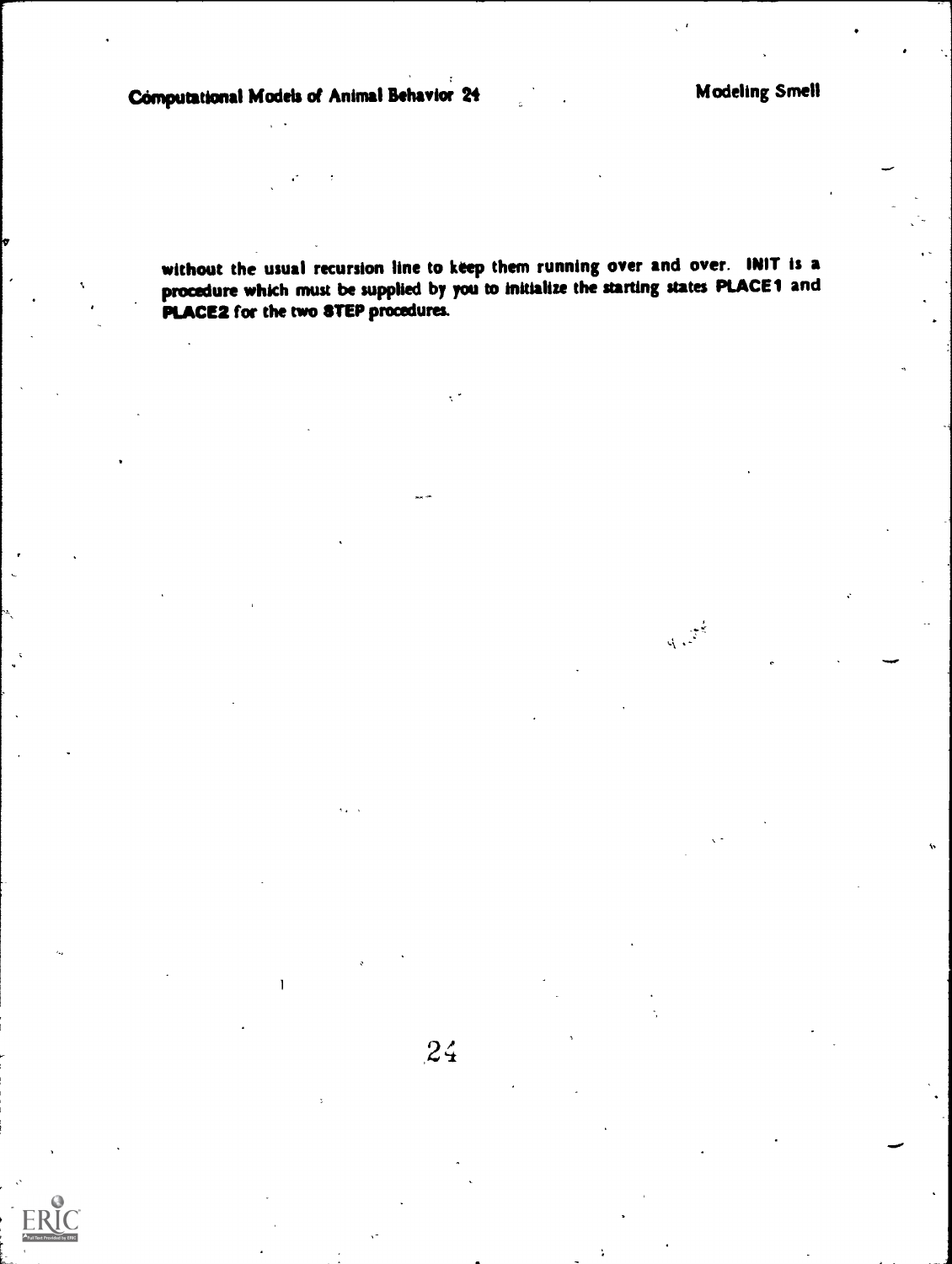without the usual recursion line to keep them running over and over. **INIT** is a procedure which must be supplied by you to initialize the starting states **PLACE1** and **PLACE2** for the two **STEP** procedures.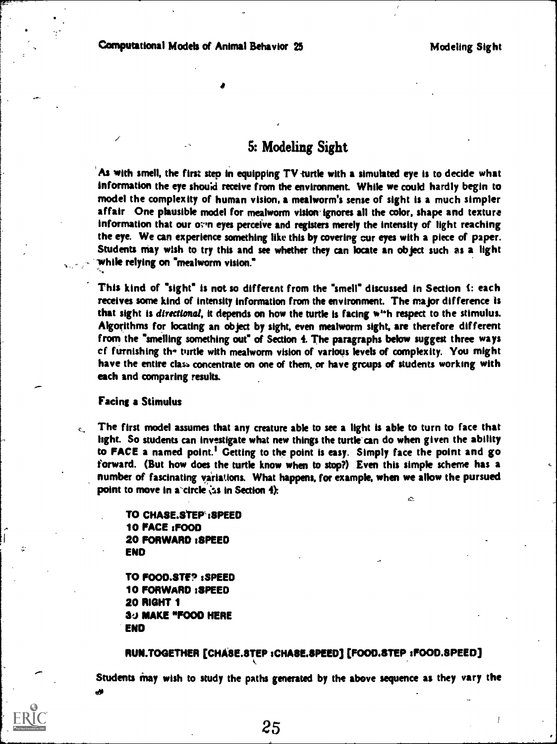# 5: Modeling Sight

As with smell, the first step in equipping TV turtle with a simulated eye is to decide what information the eye should receive from the environment. While we could hardly begin to model the complexity of human vision, a mealworm's sense of sight is a much simpler affair. One plausible model for mealworm vision ignores all the color, shape and texture information that our own eyes perceive and registers merely the intensity of light reaching the eye. We can experience something like this by covering our eyes with a piece of paper. Students may wish to try this and see whether they can locate an object such as a light while relying on "mealworm vision."

This kind of "sight" is not so different from the "smell" discussed in Section 4: each receives some kind of intensity information from the environment. The major difference is that sight is *directional*, it depends on how the turtle is facing with respect to the stimulus. Algorithms for locating an object by sight, even mealworm sight, are therefore different from the "smelling something out" of Section 4. The paragraphs below suggest three ways of furnishing the turtle with mealworm vision of various levels of complexity. You might have the entire class concentrate on one of them, or have groups of students working with each and comparing results.

### Facing a Stimulus

The first model assumes that any creature able to see a light is able to turn to face that light. So students can investigate what new things the turtle can do when given the ability to **FACE** a named point.[1] Getting to the point is easy. Simply face the point and go forward. (But how does the turtle know when to stop?) Even this simple scheme has a number of fascinating variations. What happens, for example, when we allow the pursued point to move in a circle (as in Section 4):

```
TO CHASE.STEP :SPEED
10 FACE :FOOD
20 FORWARD :SPEED
END

TO FOOD.STEP :SPEED
10 FORWARD :SPEED
20 RIGHT 1
30 MAKE "FOOD HERE
END
```

```
RUN.TOGETHER [CHASE.STEP :CHASE.SPEED] [FOOD.STEP :FOOD.SPEED]
```

Students may wish to study the paths generated by the above sequence as they vary the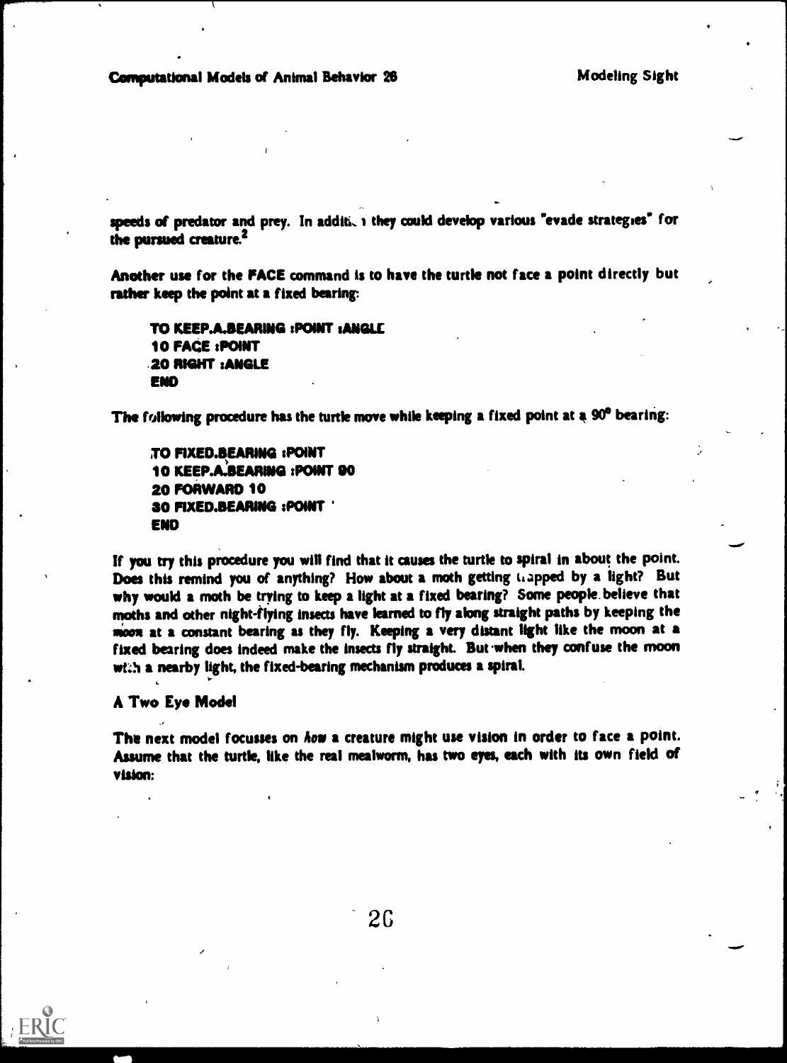speeds of predator and prey. In addition they could develop various "evade strategies" for the pursued creature.[2]

Another use for the FACE command is to have the turtle not face a point directly but rather keep the point at a fixed bearing:

```
TO KEEP.A.BEARING :POINT :ANGLE
10 FACE :POINT
20 RIGHT :ANGLE
END
```

The following procedure has the turtle move while keeping a fixed point at a 90° bearing:

```
TO FIXED.BEARING :POINT
10 KEEP.A.BEARING :POINT 90
20 FORWARD 10
30 FIXED.BEARING :POINT
END
```

If you try this procedure you will find that it causes the turtle to spiral in about the point. Does this remind you of anything? How about a moth getting trapped by a light? But why would a moth be trying to keep a light at a fixed bearing? Some people believe that moths and other night-flying insects have learned to fly along straight paths by keeping the moon at a constant bearing as they fly. Keeping a very distant light like the moon at a fixed bearing does indeed make the insects fly straight. But when they confuse the moon with a nearby light, the fixed-bearing mechanism produces a spiral.

### A Two Eye Model

The next model focusses on *how* a creature might use vision in order to face a point. Assume that the turtle, like the real mealworm, has two eyes, each with its own field of vision: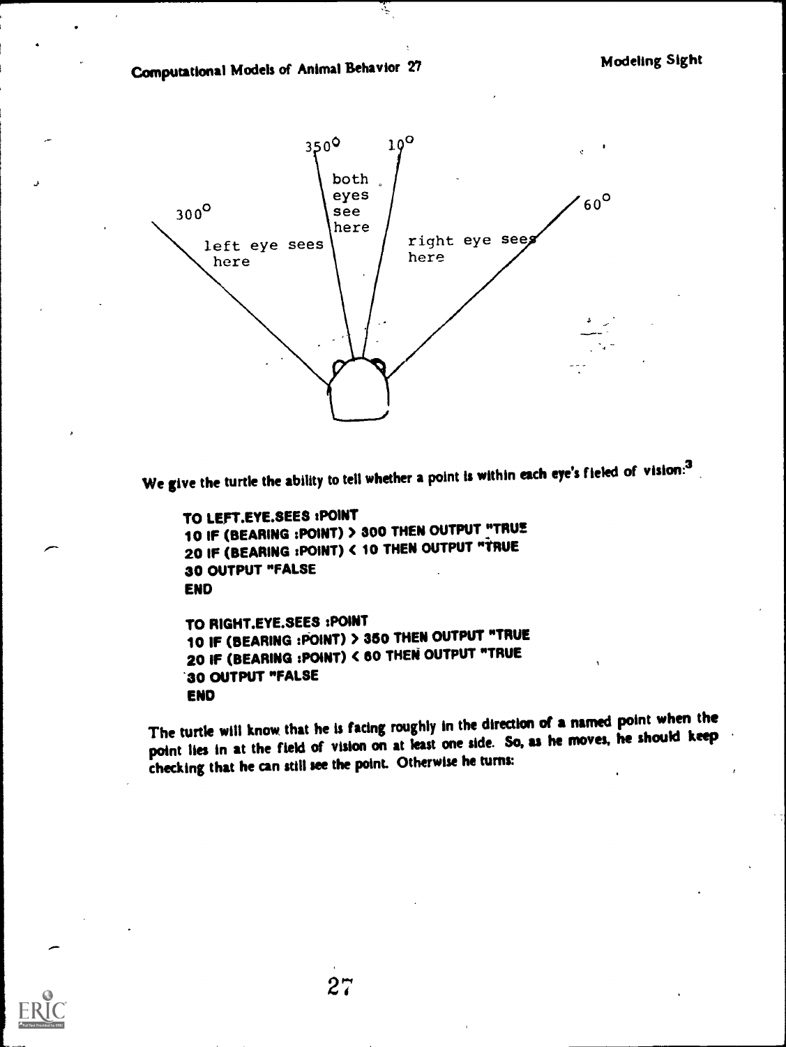We give the turtle the ability to tell whether a point is within each eye's fieled of vision:[3]

```
TO LEFT.EYE.SEES :POINT
10 IF (BEARING :POINT) > 300 THEN OUTPUT "TRUE
20 IF (BEARING :POINT) < 10 THEN OUTPUT "TRUE
30 OUTPUT "FALSE
END

TO RIGHT.EYE.SEES :POINT
10 IF (BEARING :POINT) > 350 THEN OUTPUT "TRUE
20 IF (BEARING :POINT) < 60 THEN OUTPUT "TRUE
30 OUTPUT "FALSE
END
```

The turtle will know that he is facing roughly in the direction of a named point when the point lies in at the field of vision on at least one side. So, as he moves, he should keep checking that he can still see the point. Otherwise he turns: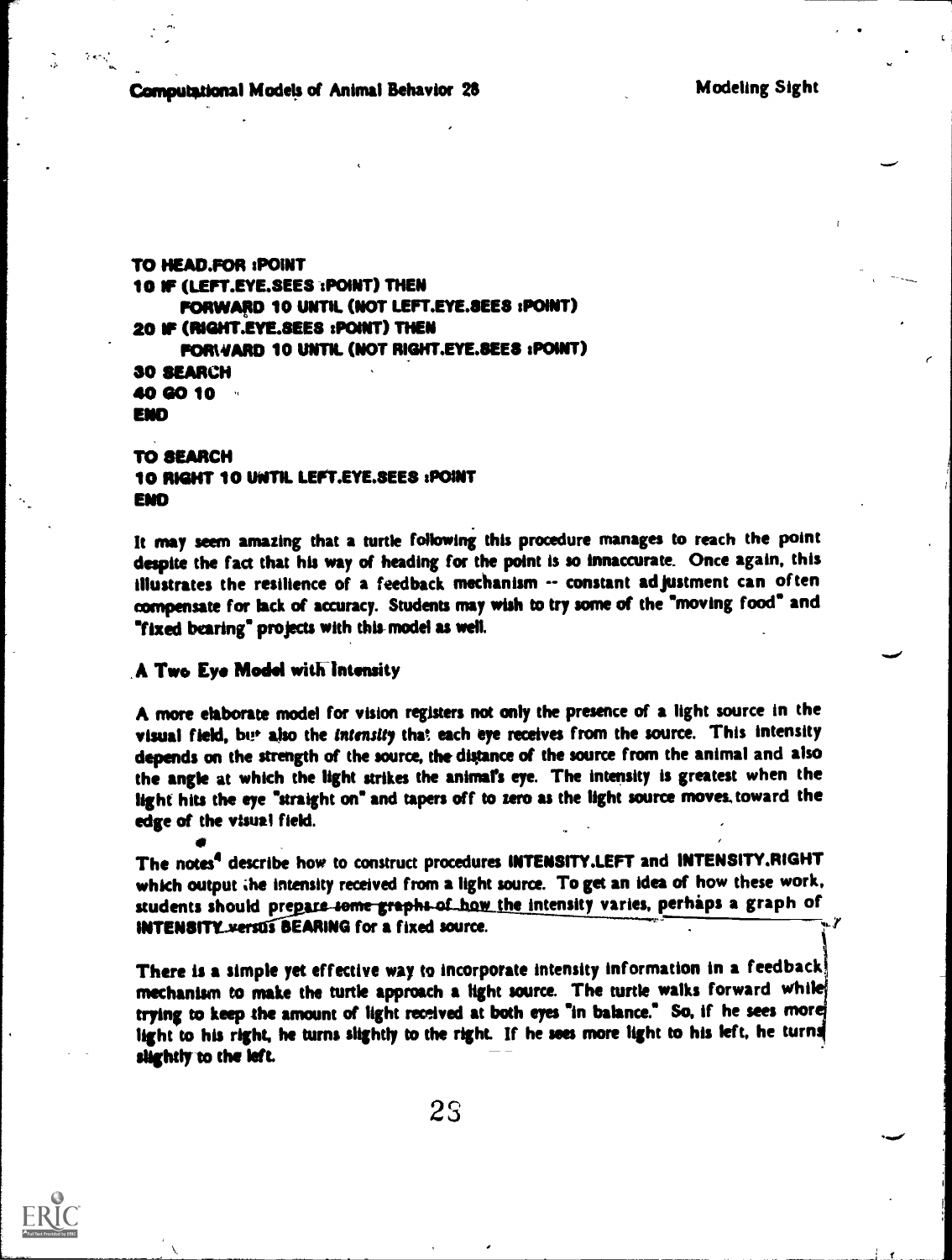```
TO HEAD.FOR :POINT
10 IF (LEFT.EYE.SEES :POINT) THEN
     FORWARD 10 UNTIL (NOT LEFT.EYE.SEES :POINT)
20 IF (RIGHT.EYE.SEES :POINT) THEN
     FORWARD 10 UNTIL (NOT RIGHT.EYE.SEES :POINT)
30 SEARCH
40 GO 10
END

TO SEARCH
10 RIGHT 10 UNTIL LEFT.EYE.SEES :POINT
END
```

It may seem amazing that a turtle following this procedure manages to reach the point despite the fact that his way of heading for the point is so innaccurate. Once again, this illustrates the resilience of a feedback mechanism -- constant adjustment can often compensate for lack of accuracy. Students may wish to try some of the "moving food" and "fixed bearing" projects with this model as well.

## A Two Eye Model with Intensity

A more elaborate model for vision registers not only the presence of a light source in the visual field, but also the *intensity* that each eye receives from the source. This intensity depends on the strength of the source, the distance of the source from the animal and also the angle at which the light strikes the animal's eye. The intensity is greatest when the light hits the eye "straight on" and tapers off to zero as the light source moves toward the edge of the visual field.

The notes[4] describe how to construct procedures **INTENSITY.LEFT** and **INTENSITY.RIGHT** which output the intensity received from a light source. To get an idea of how these work, students should prepare some graphs of how the intensity varies, perhaps a graph of **INTENSITY versus BEARING** for a fixed source.

There is a simple yet effective way to incorporate intensity information in a feedback mechanism to make the turtle approach a light source. The turtle walks forward while trying to keep the amount of light received at both eyes "in balance." So, if he sees more light to his right, he turns slightly to the right. If he sees more light to his left, he turns slightly to the left.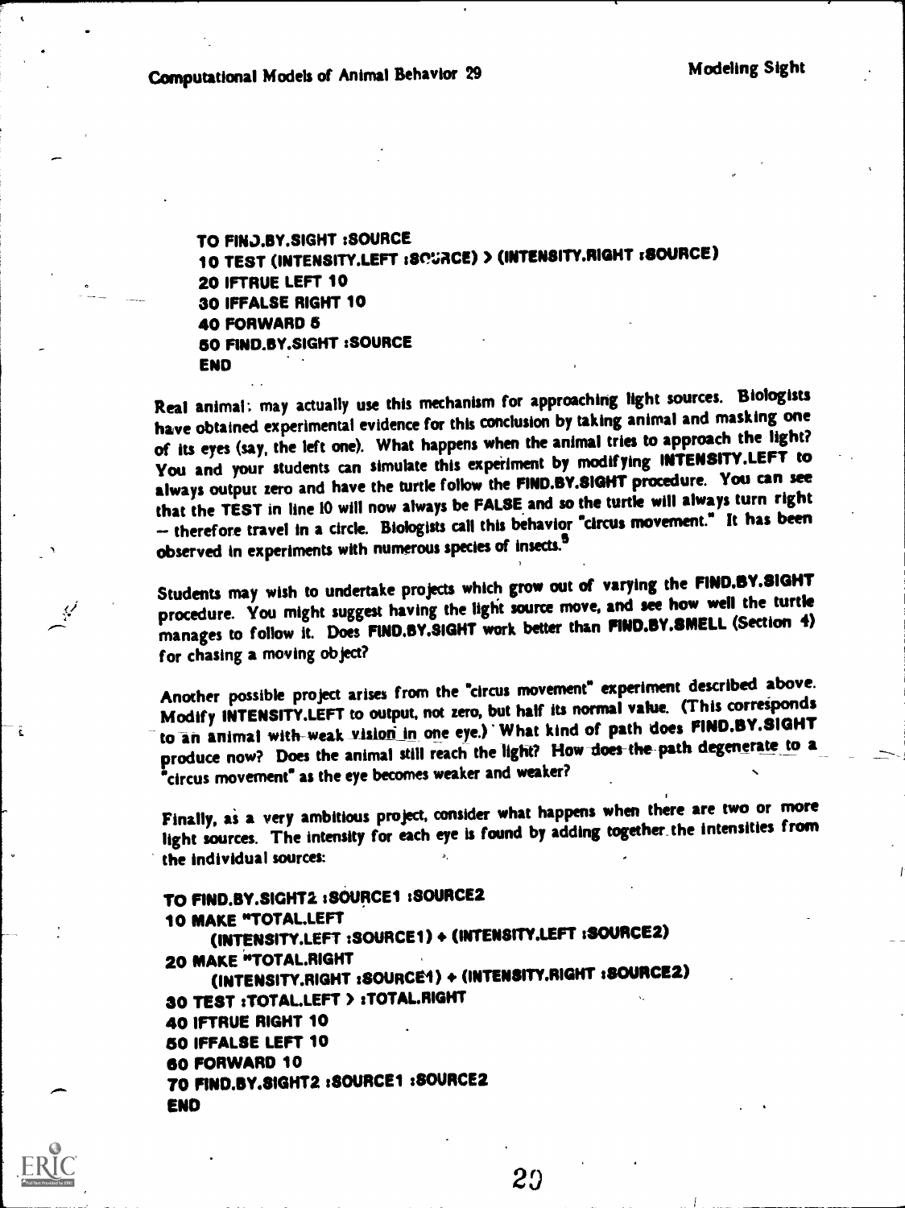```
TO FIND.BY.SIGHT :SOURCE
10 TEST (INTENSITY.LEFT :SOURCE) > (INTENSITY.RIGHT :SOURCE)
20 IFTRUE LEFT 10
30 IFFALSE RIGHT 10
40 FORWARD 5
50 FIND.BY.SIGHT :SOURCE
END
```

Real animals may actually use this mechanism for approaching light sources. Biologists have obtained experimental evidence for this conclusion by taking animal and masking one of its eyes (say, the left one). What happens when the animal tries to approach the light? You and your students can simulate this experiment by modifying INTENSITY.LEFT to always output zero and have the turtle follow the FIND.BY.SIGHT procedure. You can see that the TEST in line 10 will now always be FALSE and so the turtle will always turn right – therefore travel in a circle. Biologists call this behavior "circus movement." It has been observed in experiments with numerous species of insects.[5]

Students may wish to undertake projects which grow out of varying the FIND.BY.SIGHT procedure. You might suggest having the light source move, and see how well the turtle manages to follow it. Does FIND.BY.SIGHT work better than FIND.BY.SMELL (Section 4) for chasing a moving object?

Another possible project arises from the "circus movement" experiment described above. Modify INTENSITY.LEFT to output, not zero, but half its normal value. (This corresponds to an animal with weak vision in one eye.) What kind of path does FIND.BY.SIGHT produce now? Does the animal still reach the light? How does the path degenerate to a "circus movement" as the eye becomes weaker and weaker?

Finally, as a very ambitious project, consider what happens when there are two or more light sources. The intensity for each eye is found by adding together the intensities from the individual sources:

```
TO FIND.BY.SIGHT2 :SOURCE1 :SOURCE2
10 MAKE "TOTAL.LEFT
     (INTENSITY.LEFT :SOURCE1) + (INTENSITY.LEFT :SOURCE2)
20 MAKE "TOTAL.RIGHT
     (INTENSITY.RIGHT :SOURCE1) + (INTENSITY.RIGHT :SOURCE2)
30 TEST :TOTAL.LEFT > :TOTAL.RIGHT
40 IFTRUE RIGHT 10
50 IFFALSE LEFT 10
60 FORWARD 10
70 FIND.BY.SIGHT2 :SOURCE1 :SOURCE2
END
```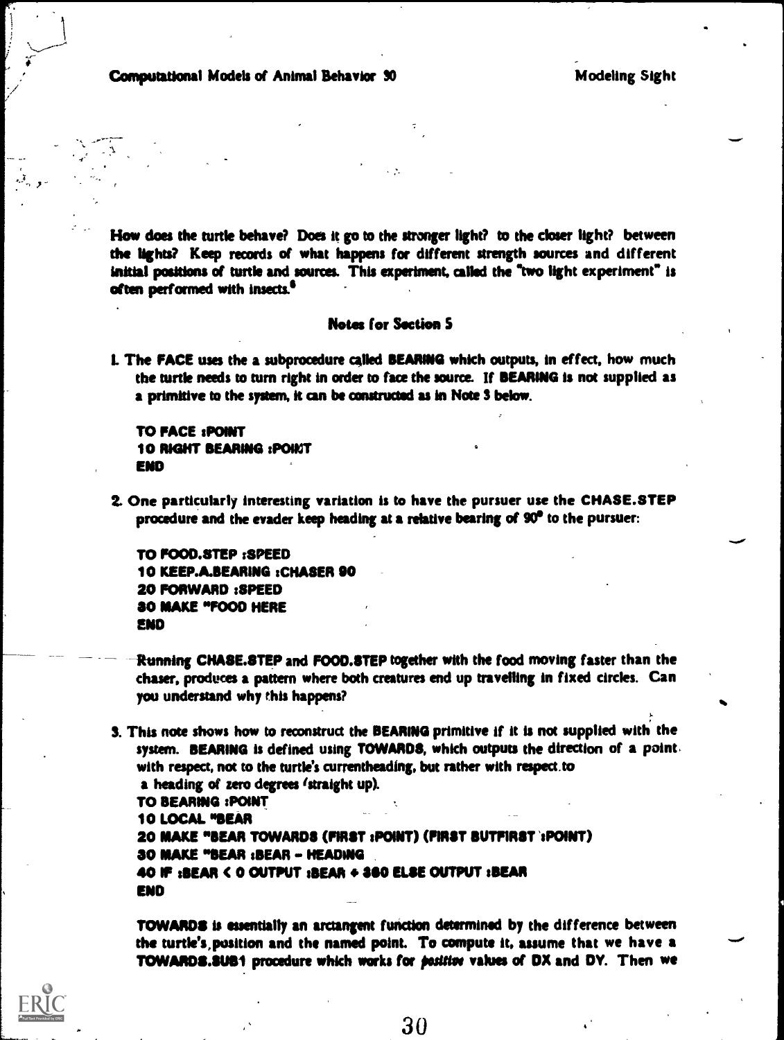How does the turtle behave? Does it go to the stronger light? to the closer light? between the lights? Keep records of what happens for different strength sources and different initial positions of turtle and sources. This experiment, called the "two light experiment" is often performed with insects.[8]

### Notes for Section 5

1. The FACE uses the a subprocedure called BEARING which outputs, in effect, how much the turtle needs to turn right in order to face the source. If BEARING is not supplied as a primitive to the system, it can be constructed as in Note 3 below.

```
TO FACE :POINT
10 RIGHT BEARING :POINT
END
```

2. One particularly interesting variation is to have the pursuer use the CHASE.STEP procedure and the evader keep heading at a relative bearing of 90° to the pursuer:

```
TO FOOD.STEP :SPEED
10 KEEP.A.BEARING :CHASER 90
20 FORWARD :SPEED
30 MAKE "FOOD HERE
END
```

Running CHASE.STEP and FOOD.STEP together with the food moving faster than the chaser, produces a pattern where both creatures end up travelling in fixed circles. Can you understand why this happens?

3. This note shows how to reconstruct the BEARING primitive if it is not supplied with the system. BEARING is defined using TOWARDS, which outputs the direction of a point with respect, not to the turtle's currentheading, but rather with respect to a heading of zero degrees (straight up).

```
TO BEARING :POINT
10 LOCAL "BEAR
20 MAKE "BEAR TOWARDS (FIRST :POINT) (FIRST BUTFIRST :POINT)
30 MAKE "BEAR :BEAR - HEADING
40 IF :BEAR < 0 OUTPUT :BEAR + 360 ELSE OUTPUT :BEAR
END
```

TOWARDS is essentially an arctangent function determined by the difference between the turtle's position and the named point. To compute it, assume that we have a TOWARDS.SUB1 procedure which works for *positive* values of DX and DY. Then we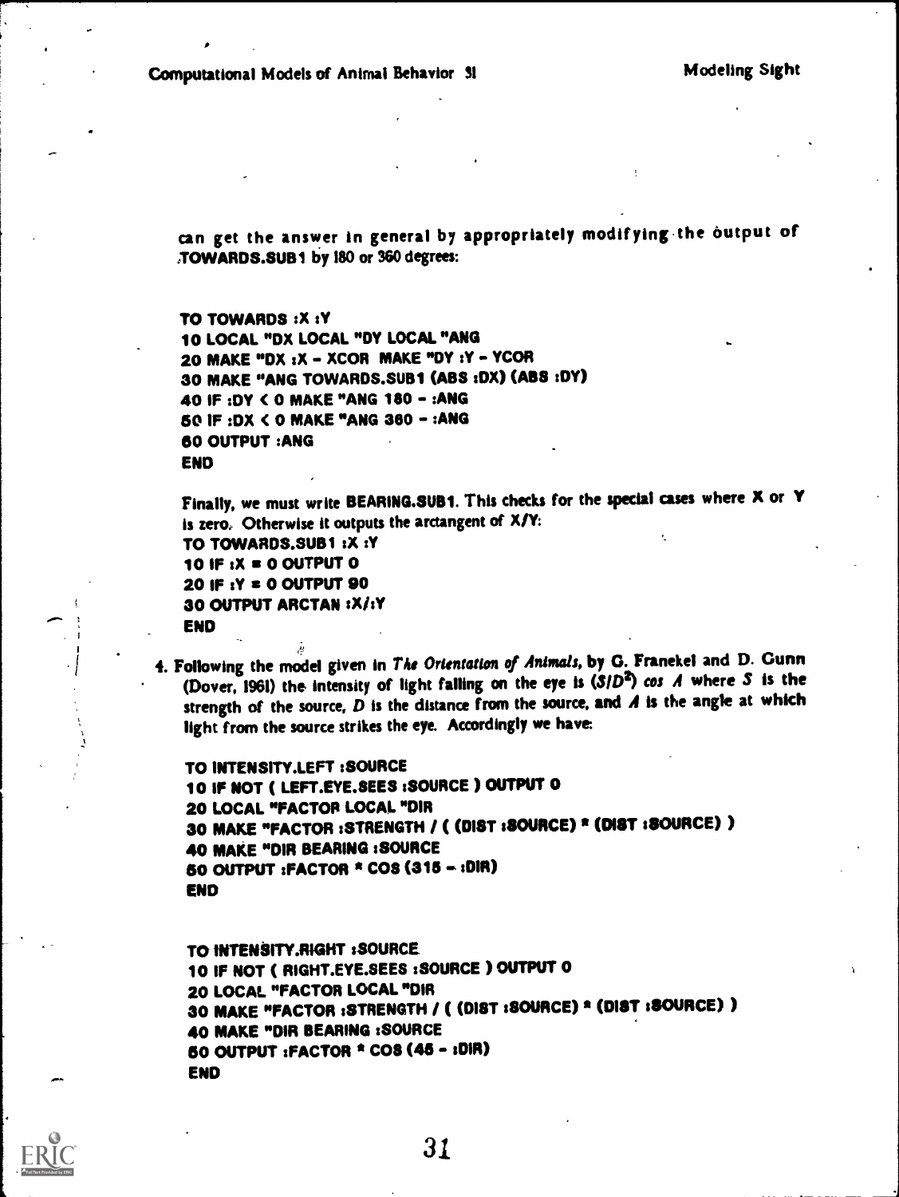can get the answer in general by appropriately modifying the output of TOWARDS.SUB1 by 180 or 360 degrees:

```
TO TOWARDS :X :Y
10 LOCAL "DX LOCAL "DY LOCAL "ANG
20 MAKE "DX :X - XCOR  MAKE "DY :Y - YCOR
30 MAKE "ANG TOWARDS.SUB1 (ABS :DX) (ABS :DY)
40 IF :DY < 0 MAKE "ANG 180 - :ANG
50 IF :DX < 0 MAKE "ANG 360 - :ANG
60 OUTPUT :ANG
END
```

Finally, we must write BEARING.SUB1. This checks for the special cases where X or Y is zero. Otherwise it outputs the arctangent of X/Y:

```
TO TOWARDS.SUB1 :X :Y
10 IF :X = 0 OUTPUT 0
20 IF :Y = 0 OUTPUT 90
30 OUTPUT ARCTAN :X/:Y
END
```

4. Following the model given in *The Orientation of Animals*, by G. Franekel and D. Gunn (Dover, 1961) the intensity of light falling on the eye is $(S/D^2) \cos A$ where $S$ is the strength of the source, $D$ is the distance from the source, and $A$ is the angle at which light from the source strikes the eye. Accordingly we have:

```
TO INTENSITY.LEFT :SOURCE
10 IF NOT ( LEFT.EYE.SEES :SOURCE ) OUTPUT 0
20 LOCAL "FACTOR LOCAL "DIR
30 MAKE "FACTOR :STRENGTH / ( (DIST :SOURCE) * (DIST :SOURCE) )
40 MAKE "DIR BEARING :SOURCE
50 OUTPUT :FACTOR * COS (315 - :DIR)
END
```

```
TO INTENSITY.RIGHT :SOURCE
10 IF NOT ( RIGHT.EYE.SEES :SOURCE ) OUTPUT 0
20 LOCAL "FACTOR LOCAL "DIR
30 MAKE "FACTOR :STRENGTH / ( (DIST :SOURCE) * (DIST :SOURCE) )
40 MAKE "DIR BEARING :SOURCE
50 OUTPUT :FACTOR * COS (45 - :DIR)
END
```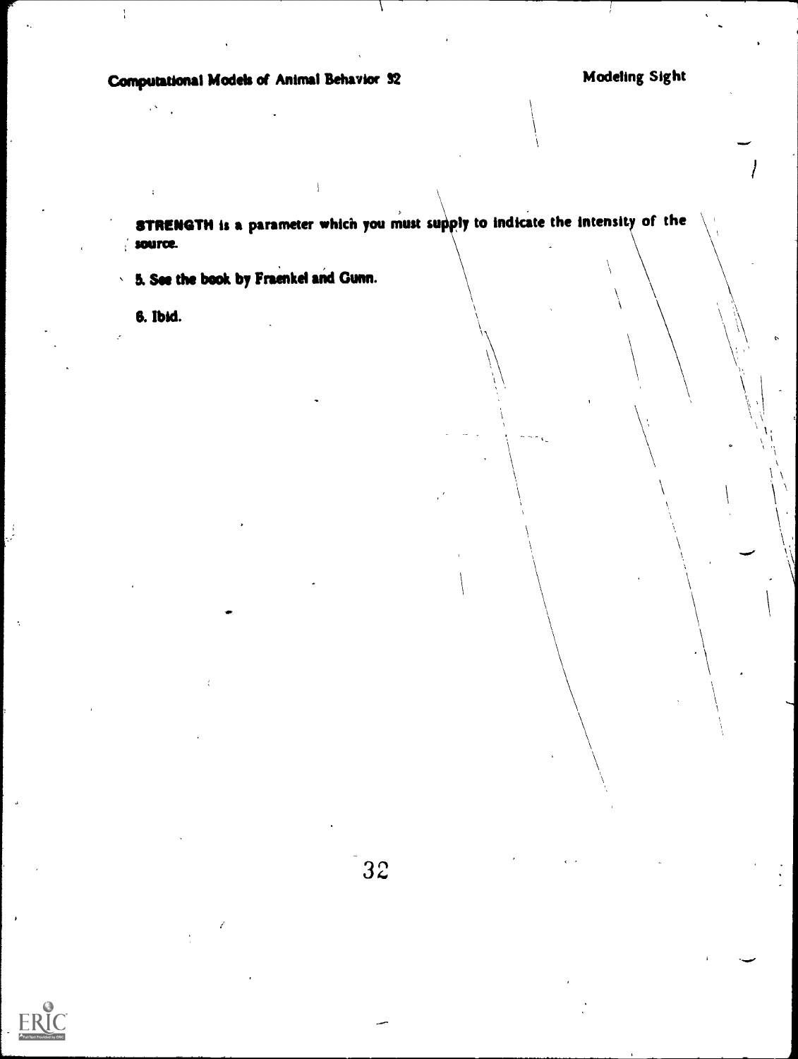**STRENGTH** is a parameter which you must supply to indicate the intensity of the source.

5. See the book by Fraenkel and Gunn.

6. Ibid.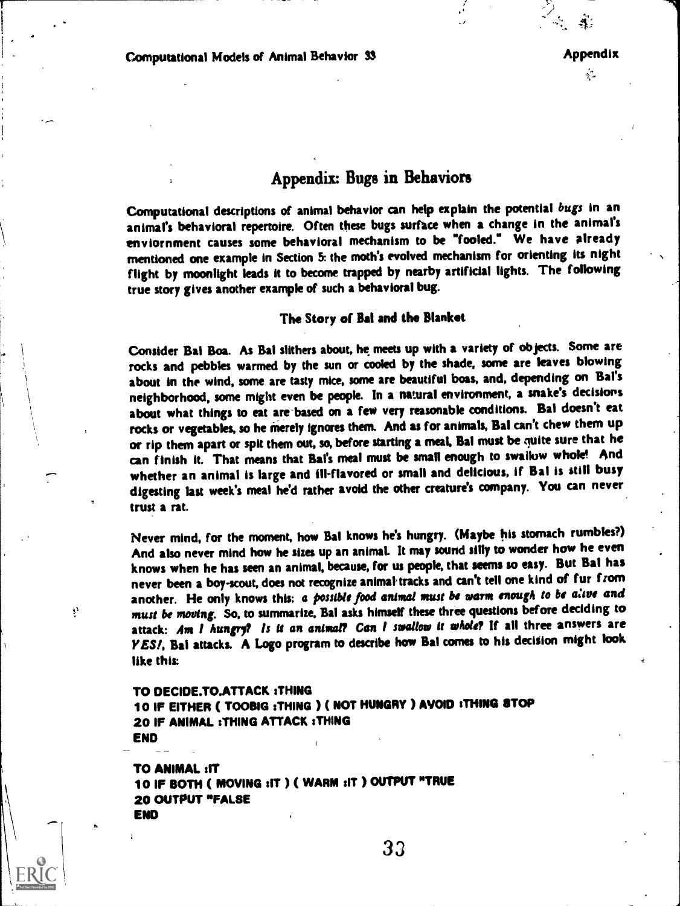# Appendix: Bugs in Behaviors

Computational descriptions of animal behavior can help explain the potential *bugs* in an animal's behavioral repertoire. Often these bugs surface when a change in the animal's enviornment causes some behavioral mechanism to be "fooled." We have already mentioned one example in Section 5: the moth's evolved mechanism for orienting its night flight by moonlight leads it to become trapped by nearby artificial lights. The following true story gives another example of such a behavioral bug.

### The Story of Bal and the Blanket

Consider Bal Boa. As Bal slithers about, he meets up with a variety of objects. Some are rocks and pebbles warmed by the sun or cooled by the shade, some are leaves blowing about in the wind, some are tasty mice, some are beautiful boas, and, depending on Bal's neighborhood, some might even be people. In a natural environment, a snake's decisions about what things to eat are based on a few very reasonable conditions. Bal doesn't eat rocks or vegetables, so he merely ignores them. And as for animals, Bal can't chew them up or rip them apart or spit them out, so, before starting a meal, Bal must be quite sure that he can finish it. That means that Bal's meal must be small enough to swallow whole! And whether an animal is large and ill-flavored or small and delicious, if Bal is still busy digesting last week's meal he'd rather avoid the other creature's company. You can never trust a rat.

Never mind, for the moment, how Bal knows he's hungry. (Maybe his stomach rumbles?) And also never mind how he sizes up an animal. It may sound silly to wonder how he even knows when he has seen an animal, because, for us people, that seems so easy. But Bal has never been a boy-scout, does not recognize animal tracks and can't tell one kind of fur from another. He only knows this: *a possible food animal must be warm enough to be alive and must be moving.* So, to summarize, Bal asks himself these three questions before deciding to attack: *Am I hungry? Is it an animal? Can I swallow it whole?* If all three answers are *YES!*, Bal attacks. A Logo program to describe how Bal comes to his decision might look like this:

```
TO DECIDE.TO.ATTACK :THING
10 IF EITHER ( TOOBIG :THING ) ( NOT HUNGRY ) AVOID :THING STOP
20 IF ANIMAL :THING ATTACK :THING
END

TO ANIMAL :IT
10 IF BOTH ( MOVING :IT ) ( WARM :IT ) OUTPUT "TRUE
20 OUTPUT "FALSE
END
```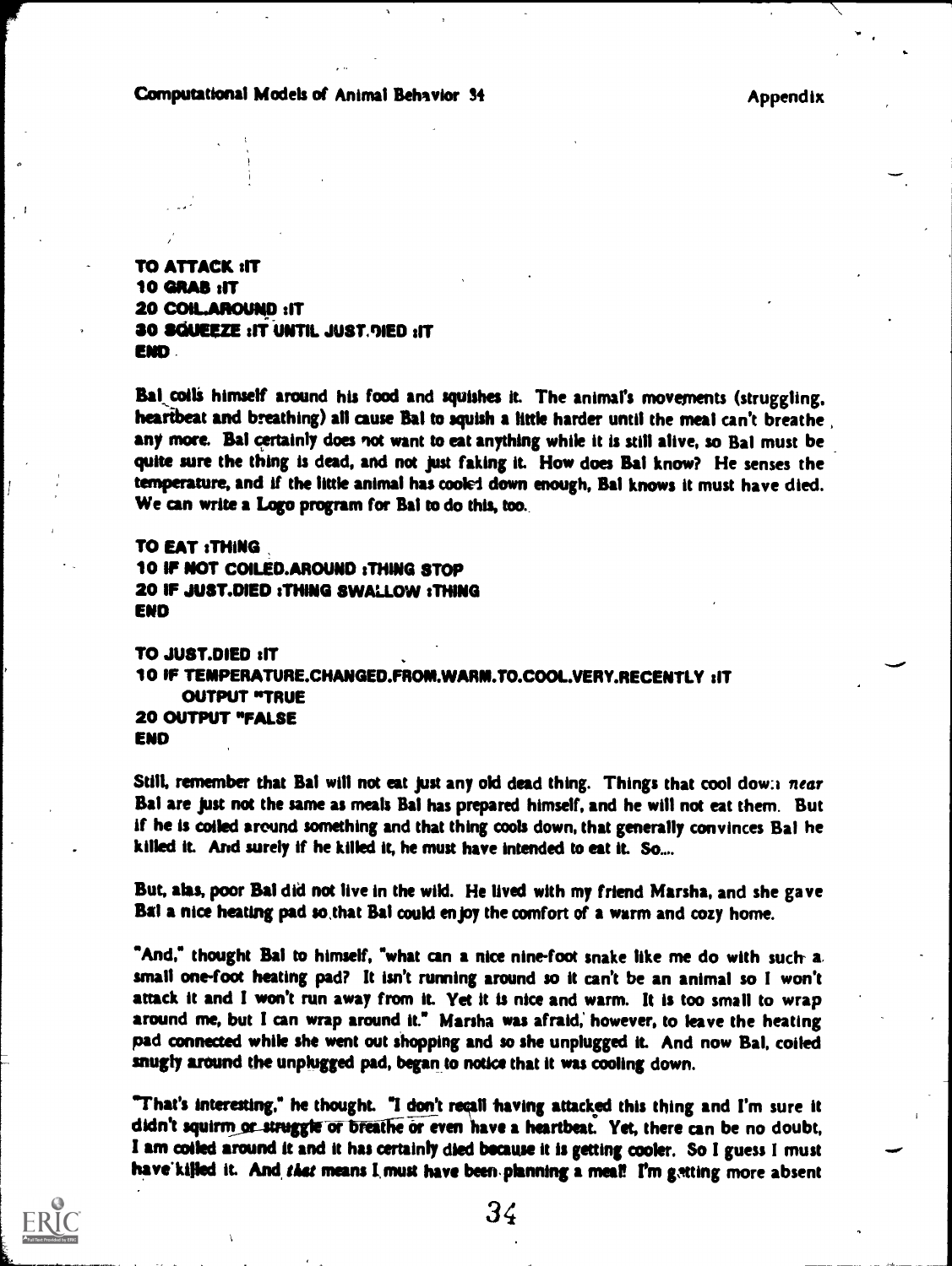```
TO ATTACK :IT
10 GRAB :IT
20 COIL.AROUND :IT
30 SQUEEZE :IT UNTIL JUST.DIED :IT
END
```

Bal coils himself around his food and squishes it. The animal's movements (struggling, heartbeat and breathing) all cause Bal to squish a little harder until the meal can't breathe any more. Bal certainly does not want to eat anything while it is still alive, so Bal must be quite sure the thing is dead, and not just faking it. How does Bal know? He senses the temperature, and if the little animal has cooled down enough, Bal knows it must have died. We can write a Logo program for Bal to do this, too.

```
TO EAT :THING
10 IF NOT COILED.AROUND :THING STOP
20 IF JUST.DIED :THING SWALLOW :THING
END
```

```
TO JUST.DIED :IT
10 IF TEMPERATURE.CHANGED.FROM.WARM.TO.COOL.VERY.RECENTLY :IT
   OUTPUT "TRUE
20 OUTPUT "FALSE
END
```

Still, remember that Bal will not eat just any old dead thing. Things that cool down *near* Bal are just not the same as meals Bal has prepared himself, and he will not eat them. But if he is coiled around something and that thing cools down, that generally convinces Bal he killed it. And surely if he killed it, he must have intended to eat it. So....

But, alas, poor Bal did not live in the wild. He lived with my friend Marsha, and she gave Bal a nice heating pad so that Bal could enjoy the comfort of a warm and cozy home.

"And," thought Bal to himself, "what can a nice nine-foot snake like me do with such a small one-foot heating pad? It isn't running around so it can't be an animal so I won't attack it and I won't run away from it. Yet it is nice and warm. It is too small to wrap around me, but I can wrap around it." Marsha was afraid, however, to leave the heating pad connected while she went out shopping and so she unplugged it. And now Bal, coiled snugly around the unplugged pad, began to notice that it was cooling down.

"That's interesting," he thought. "I don't recall having attacked this thing and I'm sure it didn't squirm or struggle or breathe or even have a heartbeat. Yet, there can be no doubt, I am coiled around it and it has certainly died because it is getting cooler. So I guess I must have killed it. And *that* means I must have been planning a meal! I'm getting more absent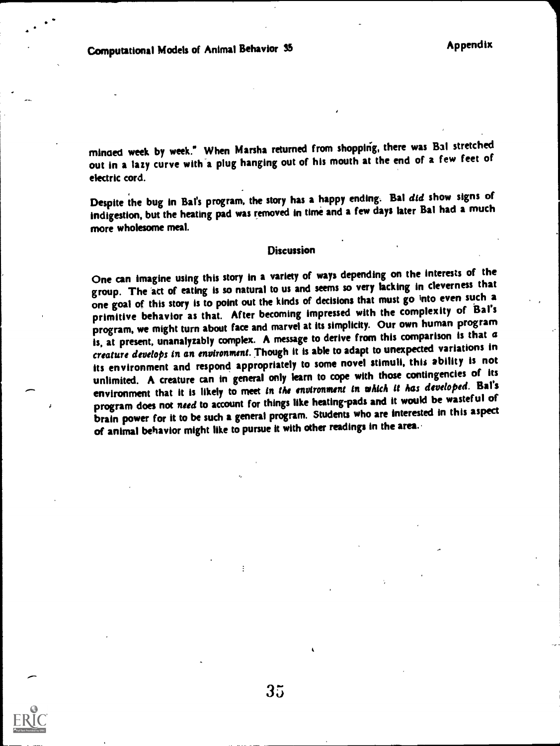minded week by week." When Marsha returned from shopping, there was Bal stretched out in a lazy curve with a plug hanging out of his mouth at the end of a few feet of electric cord.

Despite the bug in Bal's program, the story has a happy ending. Bal *did* show signs of indigestion, but the heating pad was removed in time and a few days later Bal had a much more wholesome meal.

## Discussion

One can imagine using this story in a variety of ways depending on the interests of the group. The act of eating is so natural to us and seems so very lacking in cleverness that one goal of this story is to point out the kinds of decisions that must go into even such a primitive behavior as that. After becoming impressed with the complexity of Bal's program, we might turn about face and marvel at its simplicity. Our own human program is, at present, unanalyzably complex. A message to derive from this comparison is that *a creature develops in an environment*. Though it is able to adapt to unexpected variations in its environment and respond appropriately to some novel stimuli, this ability is not unlimited. A creature can in general only learn to cope with those contingencies of its environment that it is likely to meet *in the environment in which it has developed*. Bal's program does not *need* to account for things like heating-pads and it would be wasteful of brain power for it to be such a general program. Students who are interested in this aspect of animal behavior might like to pursue it with other readings in the area.